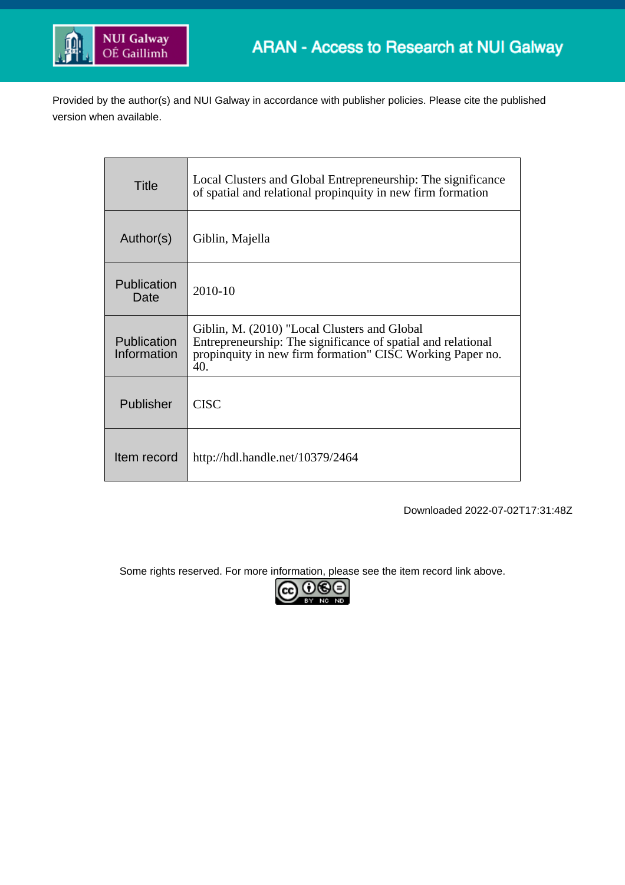ARAN - Access to Research at NUI Galway

Provided by the author(s) and NUI Galway in accordance with publisher policies. Please cite the published version when available.

| Title | Local Clusters and Global Entrepreneurship: The significance of spatial and relational propinquity in new firm formation |
|---|---|
| Author(s) | Giblin, Majella |
| Publication Date | 2010-10 |
| Publication Information | Giblin, M. (2010) "Local Clusters and Global Entrepreneurship: The significance of spatial and relational propinquity in new firm formation" CISC Working Paper no. 40. |
| Publisher | CISC |
| Item record | http://hdl.handle.net/10379/2464 |

Downloaded 2022-07-02T17:31:48Z

Some rights reserved. For more information, please see the item record link above.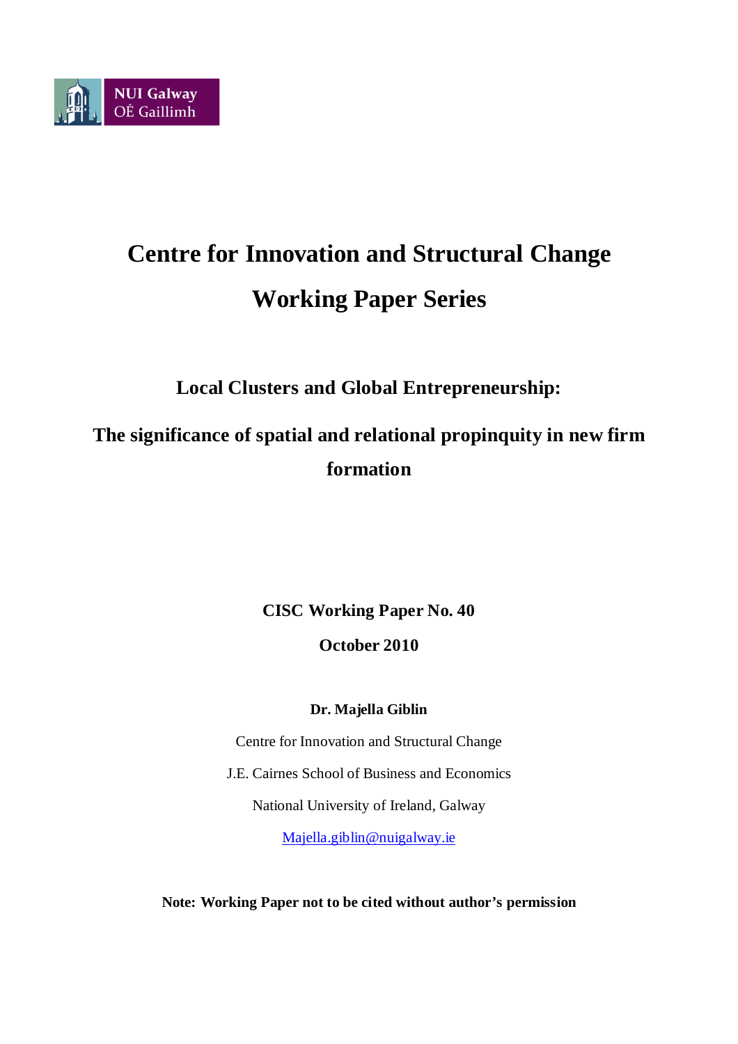# Centre for Innovation and Structural Change

# Working Paper Series

## Local Clusters and Global Entrepreneurship:

## The significance of spatial and relational propinquity in new firm formation

**CISC Working Paper No. 40**

**October 2010**

**Dr. Majella Giblin**

Centre for Innovation and Structural Change

J.E. Cairnes School of Business and Economics

National University of Ireland, Galway

Majella.giblin@nuigalway.ie

**Note: Working Paper not to be cited without author's permission**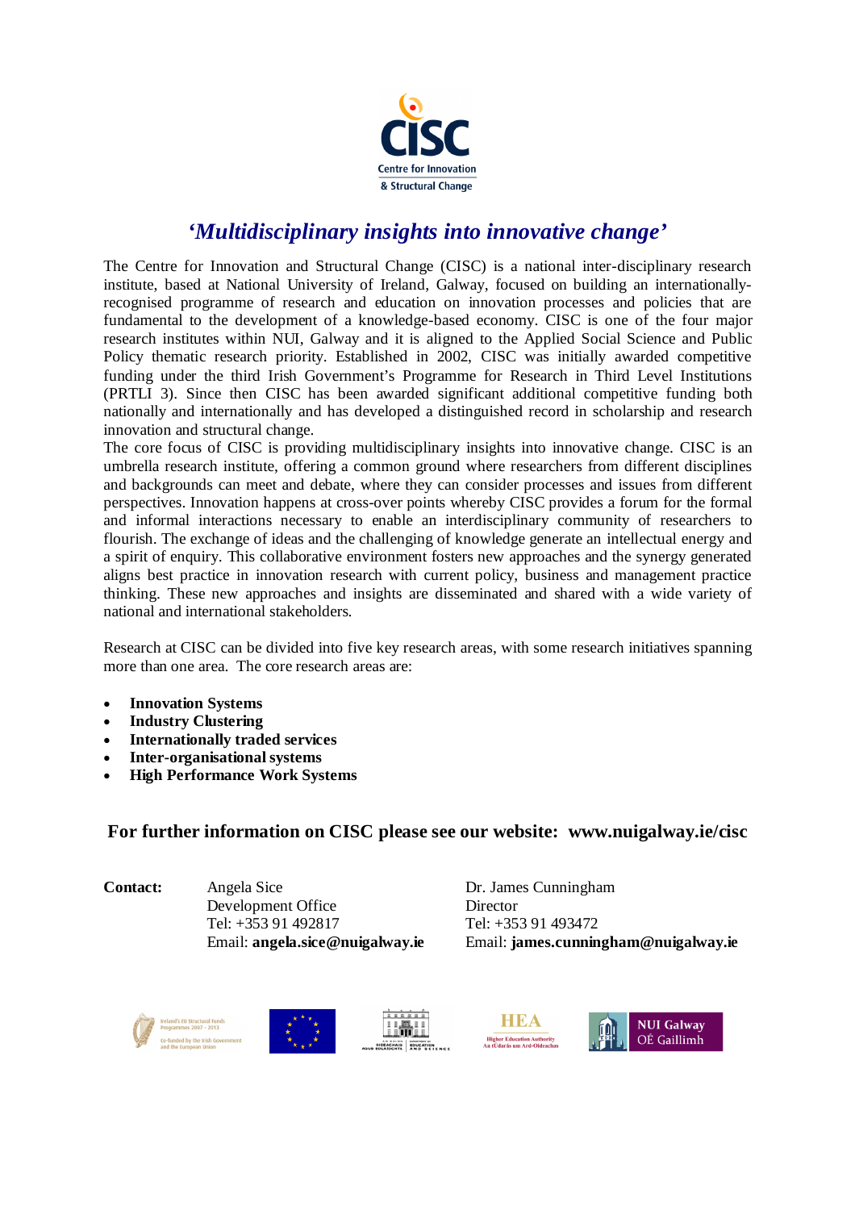CISC

Centre for Innovation & Structural Change

## *'Multidisciplinary insights into innovative change'*

The Centre for Innovation and Structural Change (CISC) is a national inter-disciplinary research institute, based at National University of Ireland, Galway, focused on building an internationally-recognised programme of research and education on innovation processes and policies that are fundamental to the development of a knowledge-based economy. CISC is one of the four major research institutes within NUI, Galway and it is aligned to the Applied Social Science and Public Policy thematic research priority. Established in 2002, CISC was initially awarded competitive funding under the third Irish Government's Programme for Research in Third Level Institutions (PRTLI 3). Since then CISC has been awarded significant additional competitive funding both nationally and internationally and has developed a distinguished record in scholarship and research innovation and structural change.

The core focus of CISC is providing multidisciplinary insights into innovative change. CISC is an umbrella research institute, offering a common ground where researchers from different disciplines and backgrounds can meet and debate, where they can consider processes and issues from different perspectives. Innovation happens at cross-over points whereby CISC provides a forum for the formal and informal interactions necessary to enable an interdisciplinary community of researchers to flourish. The exchange of ideas and the challenging of knowledge generate an intellectual energy and a spirit of enquiry. This collaborative environment fosters new approaches and the synergy generated aligns best practice in innovation research with current policy, business and management practice thinking. These new approaches and insights are disseminated and shared with a wide variety of national and international stakeholders.

Research at CISC can be divided into five key research areas, with some research initiatives spanning more than one area. The core research areas are:

- **Innovation Systems**
- **Industry Clustering**
- **Internationally traded services**
- **Inter-organisational systems**
- **High Performance Work Systems**

**For further information on CISC please see our website: www.nuigalway.ie/cisc**

**Contact:**

Angela Sice
Development Office
Tel: +353 91 492817
Email: **angela.sice@nuigalway.ie**

Dr. James Cunningham
Director
Tel: +353 91 493472
Email: **james.cunningham@nuigalway.ie**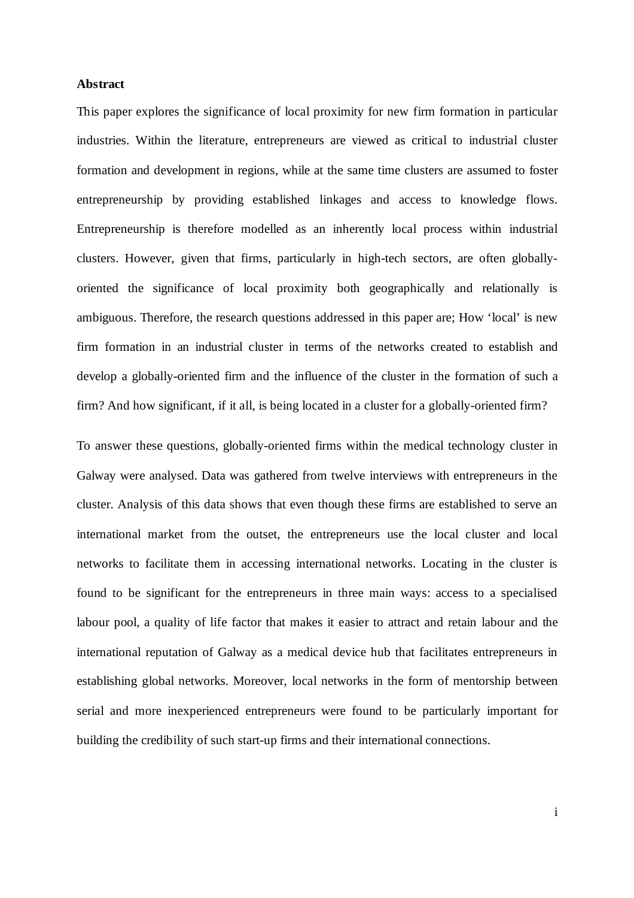**Abstract**

This paper explores the significance of local proximity for new firm formation in particular industries. Within the literature, entrepreneurs are viewed as critical to industrial cluster formation and development in regions, while at the same time clusters are assumed to foster entrepreneurship by providing established linkages and access to knowledge flows. Entrepreneurship is therefore modelled as an inherently local process within industrial clusters. However, given that firms, particularly in high-tech sectors, are often globally-oriented the significance of local proximity both geographically and relationally is ambiguous. Therefore, the research questions addressed in this paper are; How 'local' is new firm formation in an industrial cluster in terms of the networks created to establish and develop a globally-oriented firm and the influence of the cluster in the formation of such a firm? And how significant, if it all, is being located in a cluster for a globally-oriented firm?

To answer these questions, globally-oriented firms within the medical technology cluster in Galway were analysed. Data was gathered from twelve interviews with entrepreneurs in the cluster. Analysis of this data shows that even though these firms are established to serve an international market from the outset, the entrepreneurs use the local cluster and local networks to facilitate them in accessing international networks. Locating in the cluster is found to be significant for the entrepreneurs in three main ways: access to a specialised labour pool, a quality of life factor that makes it easier to attract and retain labour and the international reputation of Galway as a medical device hub that facilitates entrepreneurs in establishing global networks. Moreover, local networks in the form of mentorship between serial and more inexperienced entrepreneurs were found to be particularly important for building the credibility of such start-up firms and their international connections.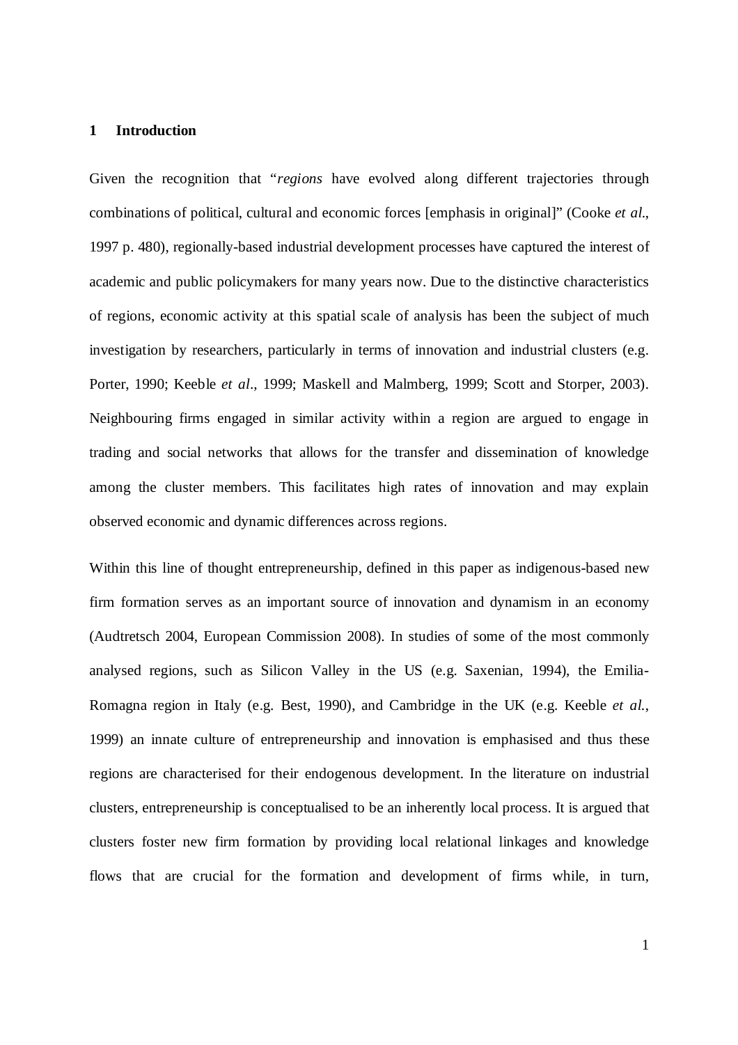# 1 Introduction

Given the recognition that "*regions* have evolved along different trajectories through combinations of political, cultural and economic forces [emphasis in original]" (Cooke *et al.*, 1997 p. 480), regionally-based industrial development processes have captured the interest of academic and public policymakers for many years now. Due to the distinctive characteristics of regions, economic activity at this spatial scale of analysis has been the subject of much investigation by researchers, particularly in terms of innovation and industrial clusters (e.g. Porter, 1990; Keeble *et al*., 1999; Maskell and Malmberg, 1999; Scott and Storper, 2003). Neighbouring firms engaged in similar activity within a region are argued to engage in trading and social networks that allows for the transfer and dissemination of knowledge among the cluster members. This facilitates high rates of innovation and may explain observed economic and dynamic differences across regions.

Within this line of thought entrepreneurship, defined in this paper as indigenous-based new firm formation serves as an important source of innovation and dynamism in an economy (Audtretsch 2004, European Commission 2008). In studies of some of the most commonly analysed regions, such as Silicon Valley in the US (e.g. Saxenian, 1994), the Emilia-Romagna region in Italy (e.g. Best, 1990), and Cambridge in the UK (e.g. Keeble *et al.*, 1999) an innate culture of entrepreneurship and innovation is emphasised and thus these regions are characterised for their endogenous development. In the literature on industrial clusters, entrepreneurship is conceptualised to be an inherently local process. It is argued that clusters foster new firm formation by providing local relational linkages and knowledge flows that are crucial for the formation and development of firms while, in turn,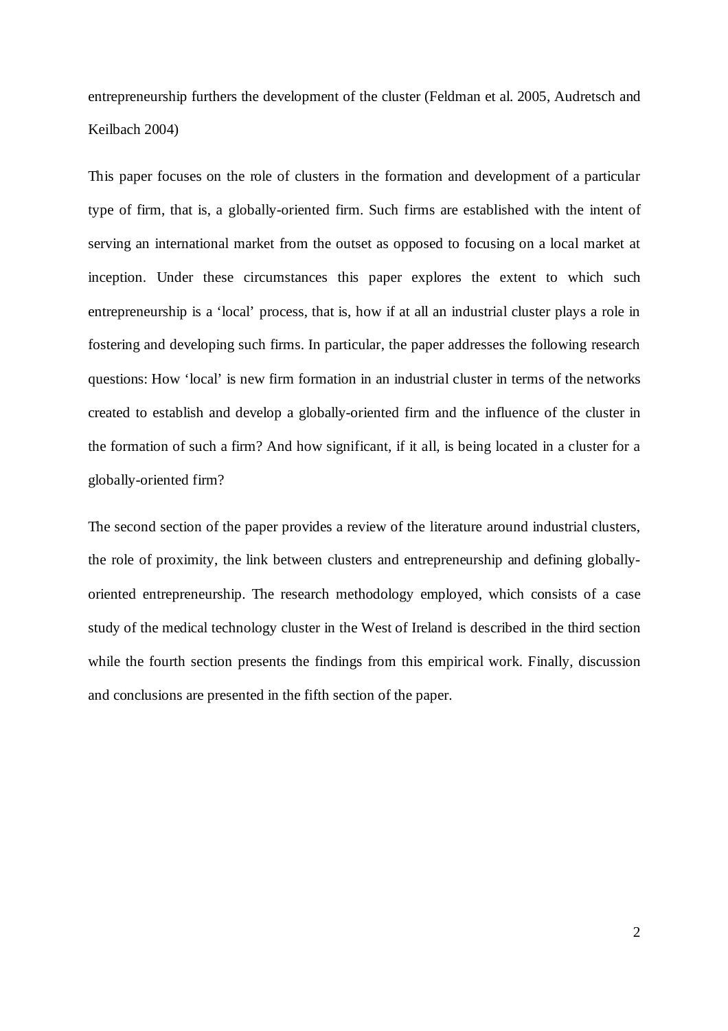entrepreneurship furthers the development of the cluster (Feldman et al. 2005, Audretsch and Keilbach 2004)

This paper focuses on the role of clusters in the formation and development of a particular type of firm, that is, a globally-oriented firm. Such firms are established with the intent of serving an international market from the outset as opposed to focusing on a local market at inception. Under these circumstances this paper explores the extent to which such entrepreneurship is a 'local' process, that is, how if at all an industrial cluster plays a role in fostering and developing such firms. In particular, the paper addresses the following research questions: How 'local' is new firm formation in an industrial cluster in terms of the networks created to establish and develop a globally-oriented firm and the influence of the cluster in the formation of such a firm? And how significant, if it all, is being located in a cluster for a globally-oriented firm?

The second section of the paper provides a review of the literature around industrial clusters, the role of proximity, the link between clusters and entrepreneurship and defining globally-oriented entrepreneurship. The research methodology employed, which consists of a case study of the medical technology cluster in the West of Ireland is described in the third section while the fourth section presents the findings from this empirical work. Finally, discussion and conclusions are presented in the fifth section of the paper.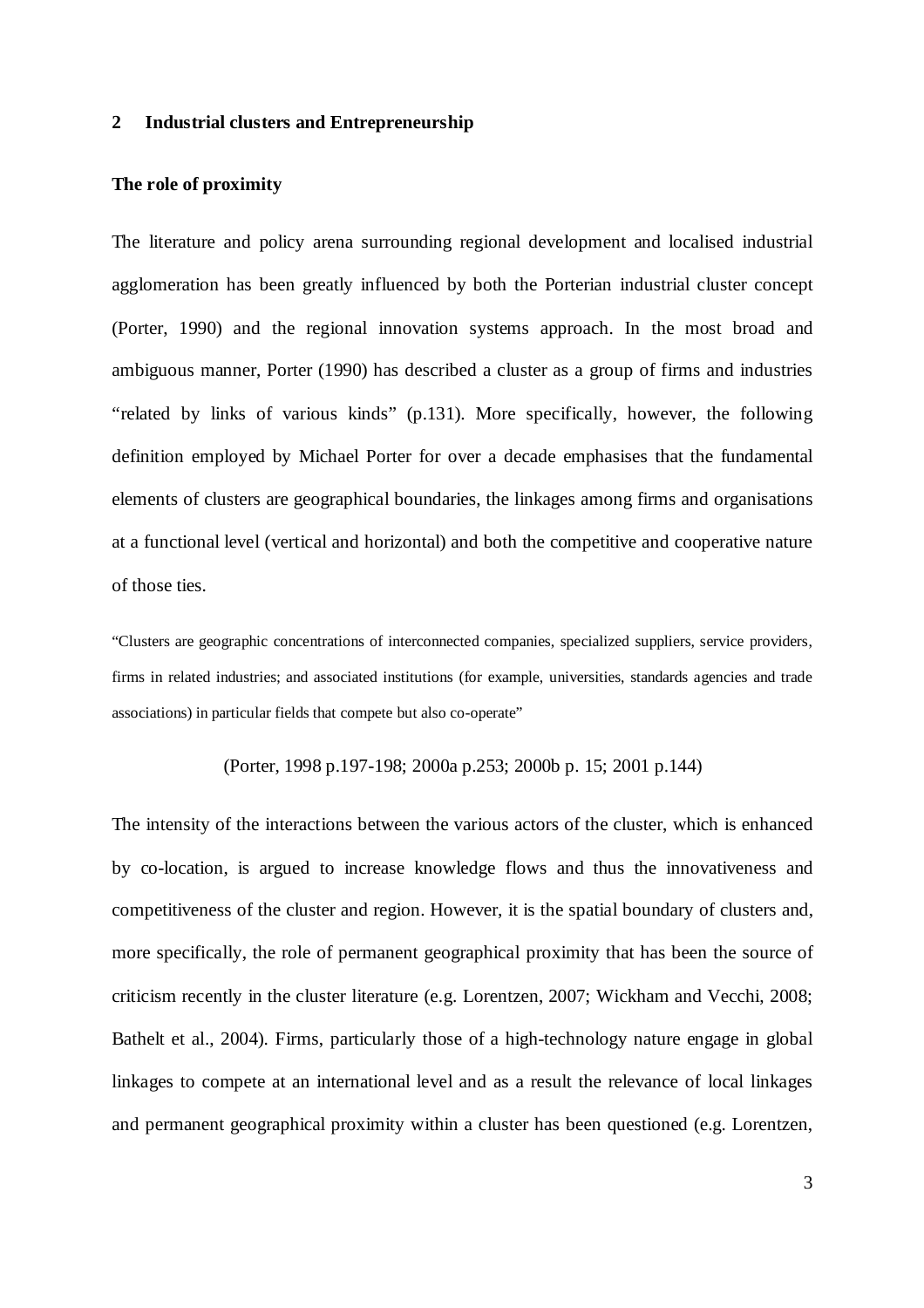## 2 Industrial clusters and Entrepreneurship

### The role of proximity

The literature and policy arena surrounding regional development and localised industrial agglomeration has been greatly influenced by both the Porterian industrial cluster concept (Porter, 1990) and the regional innovation systems approach. In the most broad and ambiguous manner, Porter (1990) has described a cluster as a group of firms and industries "related by links of various kinds" (p.131). More specifically, however, the following definition employed by Michael Porter for over a decade emphasises that the fundamental elements of clusters are geographical boundaries, the linkages among firms and organisations at a functional level (vertical and horizontal) and both the competitive and cooperative nature of those ties.

> "Clusters are geographic concentrations of interconnected companies, specialized suppliers, service providers, firms in related industries; and associated institutions (for example, universities, standards agencies and trade associations) in particular fields that compete but also co-operate"
>
> (Porter, 1998 p.197-198; 2000a p.253; 2000b p. 15; 2001 p.144)

The intensity of the interactions between the various actors of the cluster, which is enhanced by co-location, is argued to increase knowledge flows and thus the innovativeness and competitiveness of the cluster and region. However, it is the spatial boundary of clusters and, more specifically, the role of permanent geographical proximity that has been the source of criticism recently in the cluster literature (e.g. Lorentzen, 2007; Wickham and Vecchi, 2008; Bathelt et al., 2004). Firms, particularly those of a high-technology nature engage in global linkages to compete at an international level and as a result the relevance of local linkages and permanent geographical proximity within a cluster has been questioned (e.g. Lorentzen,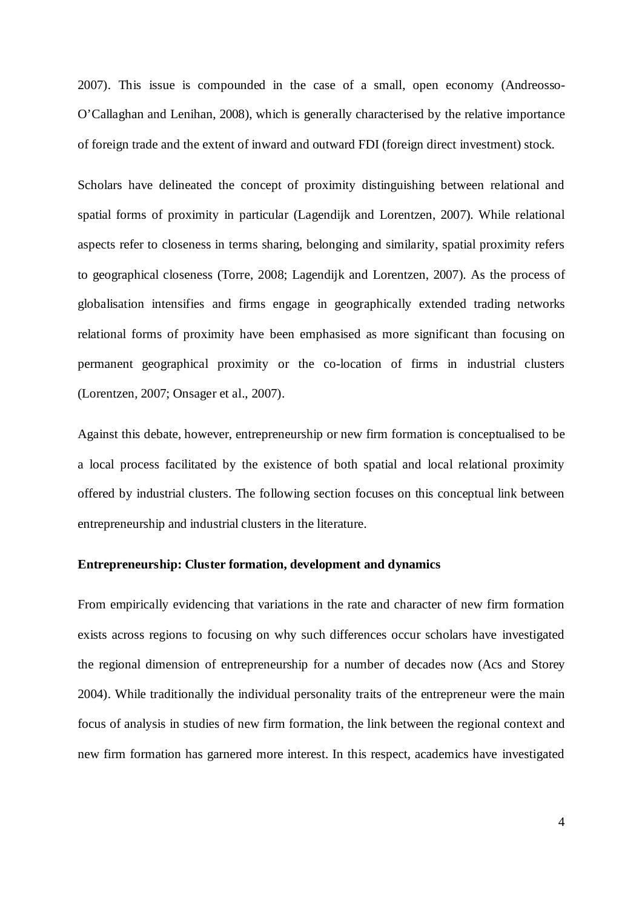2007). This issue is compounded in the case of a small, open economy (Andreosso-O'Callaghan and Lenihan, 2008), which is generally characterised by the relative importance of foreign trade and the extent of inward and outward FDI (foreign direct investment) stock.

Scholars have delineated the concept of proximity distinguishing between relational and spatial forms of proximity in particular (Lagendijk and Lorentzen, 2007). While relational aspects refer to closeness in terms sharing, belonging and similarity, spatial proximity refers to geographical closeness (Torre, 2008; Lagendijk and Lorentzen, 2007). As the process of globalisation intensifies and firms engage in geographically extended trading networks relational forms of proximity have been emphasised as more significant than focusing on permanent geographical proximity or the co-location of firms in industrial clusters (Lorentzen, 2007; Onsager et al., 2007).

Against this debate, however, entrepreneurship or new firm formation is conceptualised to be a local process facilitated by the existence of both spatial and local relational proximity offered by industrial clusters. The following section focuses on this conceptual link between entrepreneurship and industrial clusters in the literature.

**Entrepreneurship: Cluster formation, development and dynamics**

From empirically evidencing that variations in the rate and character of new firm formation exists across regions to focusing on why such differences occur scholars have investigated the regional dimension of entrepreneurship for a number of decades now (Acs and Storey 2004). While traditionally the individual personality traits of the entrepreneur were the main focus of analysis in studies of new firm formation, the link between the regional context and new firm formation has garnered more interest. In this respect, academics have investigated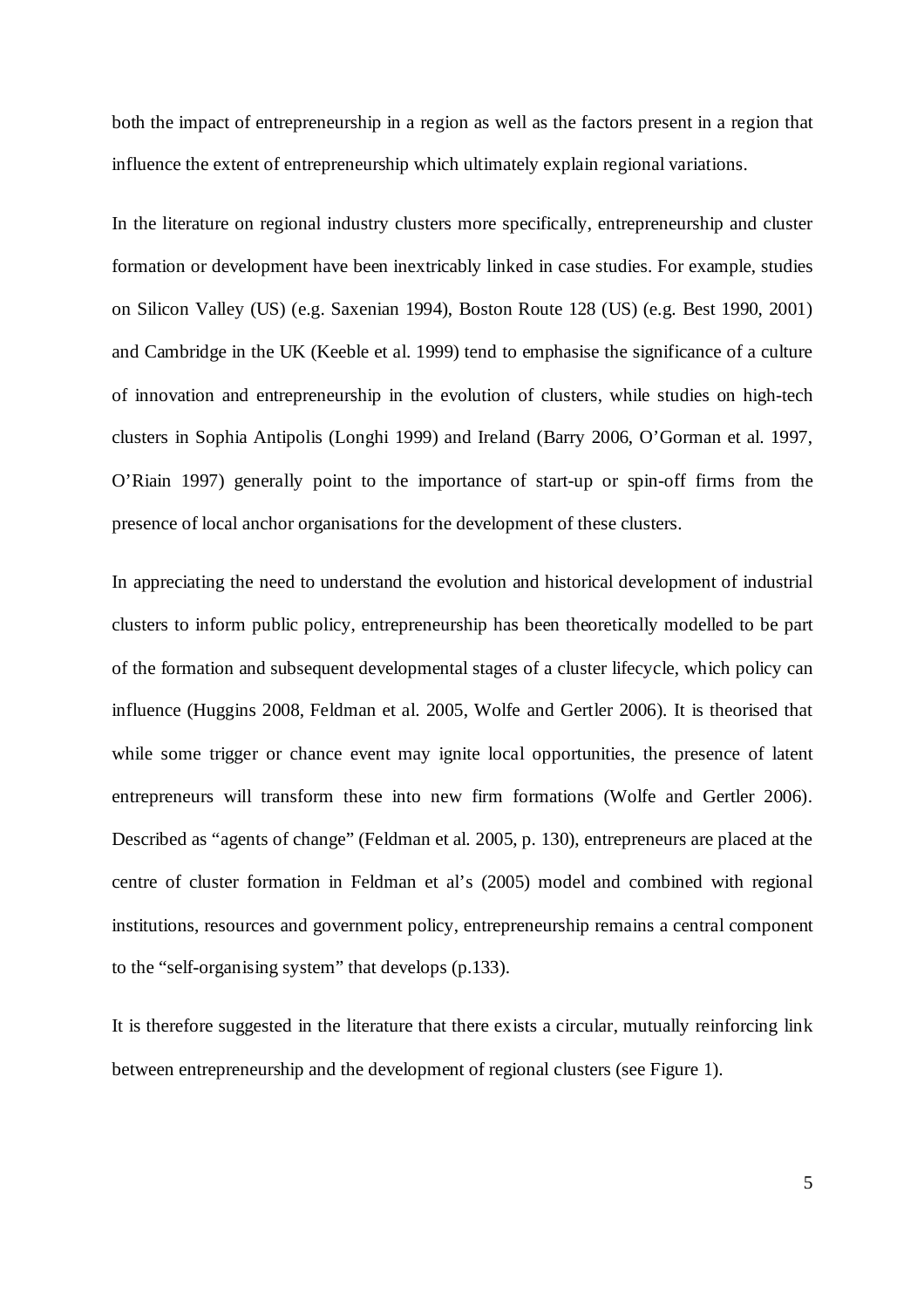both the impact of entrepreneurship in a region as well as the factors present in a region that influence the extent of entrepreneurship which ultimately explain regional variations.

In the literature on regional industry clusters more specifically, entrepreneurship and cluster formation or development have been inextricably linked in case studies. For example, studies on Silicon Valley (US) (e.g. Saxenian 1994), Boston Route 128 (US) (e.g. Best 1990, 2001) and Cambridge in the UK (Keeble et al. 1999) tend to emphasise the significance of a culture of innovation and entrepreneurship in the evolution of clusters, while studies on high-tech clusters in Sophia Antipolis (Longhi 1999) and Ireland (Barry 2006, O'Gorman et al. 1997, O'Riain 1997) generally point to the importance of start-up or spin-off firms from the presence of local anchor organisations for the development of these clusters.

In appreciating the need to understand the evolution and historical development of industrial clusters to inform public policy, entrepreneurship has been theoretically modelled to be part of the formation and subsequent developmental stages of a cluster lifecycle, which policy can influence (Huggins 2008, Feldman et al. 2005, Wolfe and Gertler 2006). It is theorised that while some trigger or chance event may ignite local opportunities, the presence of latent entrepreneurs will transform these into new firm formations (Wolfe and Gertler 2006). Described as "agents of change" (Feldman et al. 2005, p. 130), entrepreneurs are placed at the centre of cluster formation in Feldman et al's (2005) model and combined with regional institutions, resources and government policy, entrepreneurship remains a central component to the "self-organising system" that develops (p.133).

It is therefore suggested in the literature that there exists a circular, mutually reinforcing link between entrepreneurship and the development of regional clusters (see Figure 1).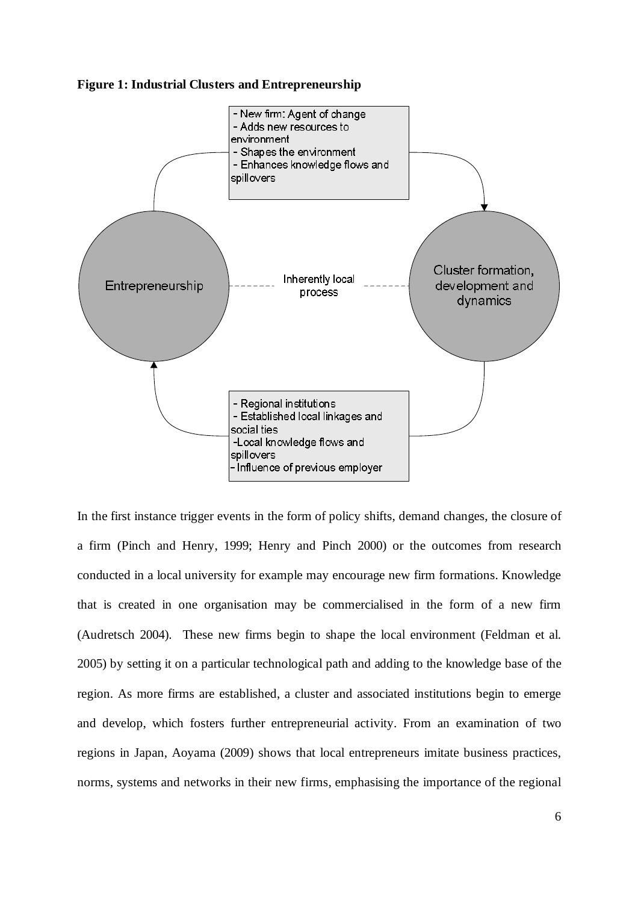**Figure 1: Industrial Clusters and Entrepreneurship**

- New firm: Agent of change
- Adds new resources to environment
- Shapes the environment
- Enhances knowledge flows and spillovers

Entrepreneurship

Inherently local process

Cluster formation, development and dynamics

- Regional institutions
- Established local linkages and social ties
- Local knowledge flows and spillovers
- Influence of previous employer

In the first instance trigger events in the form of policy shifts, demand changes, the closure of a firm (Pinch and Henry, 1999; Henry and Pinch 2000) or the outcomes from research conducted in a local university for example may encourage new firm formations. Knowledge that is created in one organisation may be commercialised in the form of a new firm (Audretsch 2004). These new firms begin to shape the local environment (Feldman et al. 2005) by setting it on a particular technological path and adding to the knowledge base of the region. As more firms are established, a cluster and associated institutions begin to emerge and develop, which fosters further entrepreneurial activity. From an examination of two regions in Japan, Aoyama (2009) shows that local entrepreneurs imitate business practices, norms, systems and networks in their new firms, emphasising the importance of the regional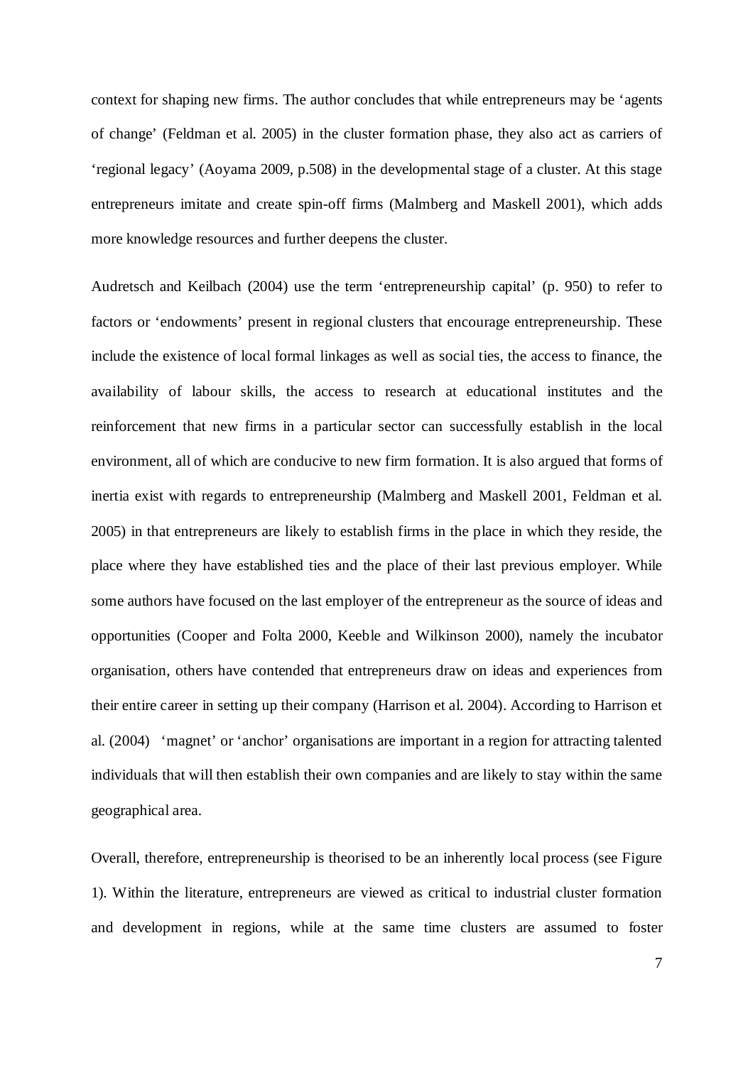context for shaping new firms. The author concludes that while entrepreneurs may be 'agents of change' (Feldman et al. 2005) in the cluster formation phase, they also act as carriers of 'regional legacy' (Aoyama 2009, p.508) in the developmental stage of a cluster. At this stage entrepreneurs imitate and create spin-off firms (Malmberg and Maskell 2001), which adds more knowledge resources and further deepens the cluster.

Audretsch and Keilbach (2004) use the term 'entrepreneurship capital' (p. 950) to refer to factors or 'endowments' present in regional clusters that encourage entrepreneurship. These include the existence of local formal linkages as well as social ties, the access to finance, the availability of labour skills, the access to research at educational institutes and the reinforcement that new firms in a particular sector can successfully establish in the local environment, all of which are conducive to new firm formation. It is also argued that forms of inertia exist with regards to entrepreneurship (Malmberg and Maskell 2001, Feldman et al. 2005) in that entrepreneurs are likely to establish firms in the place in which they reside, the place where they have established ties and the place of their last previous employer. While some authors have focused on the last employer of the entrepreneur as the source of ideas and opportunities (Cooper and Folta 2000, Keeble and Wilkinson 2000), namely the incubator organisation, others have contended that entrepreneurs draw on ideas and experiences from their entire career in setting up their company (Harrison et al. 2004). According to Harrison et al. (2004) 'magnet' or 'anchor' organisations are important in a region for attracting talented individuals that will then establish their own companies and are likely to stay within the same geographical area.

Overall, therefore, entrepreneurship is theorised to be an inherently local process (see Figure 1). Within the literature, entrepreneurs are viewed as critical to industrial cluster formation and development in regions, while at the same time clusters are assumed to foster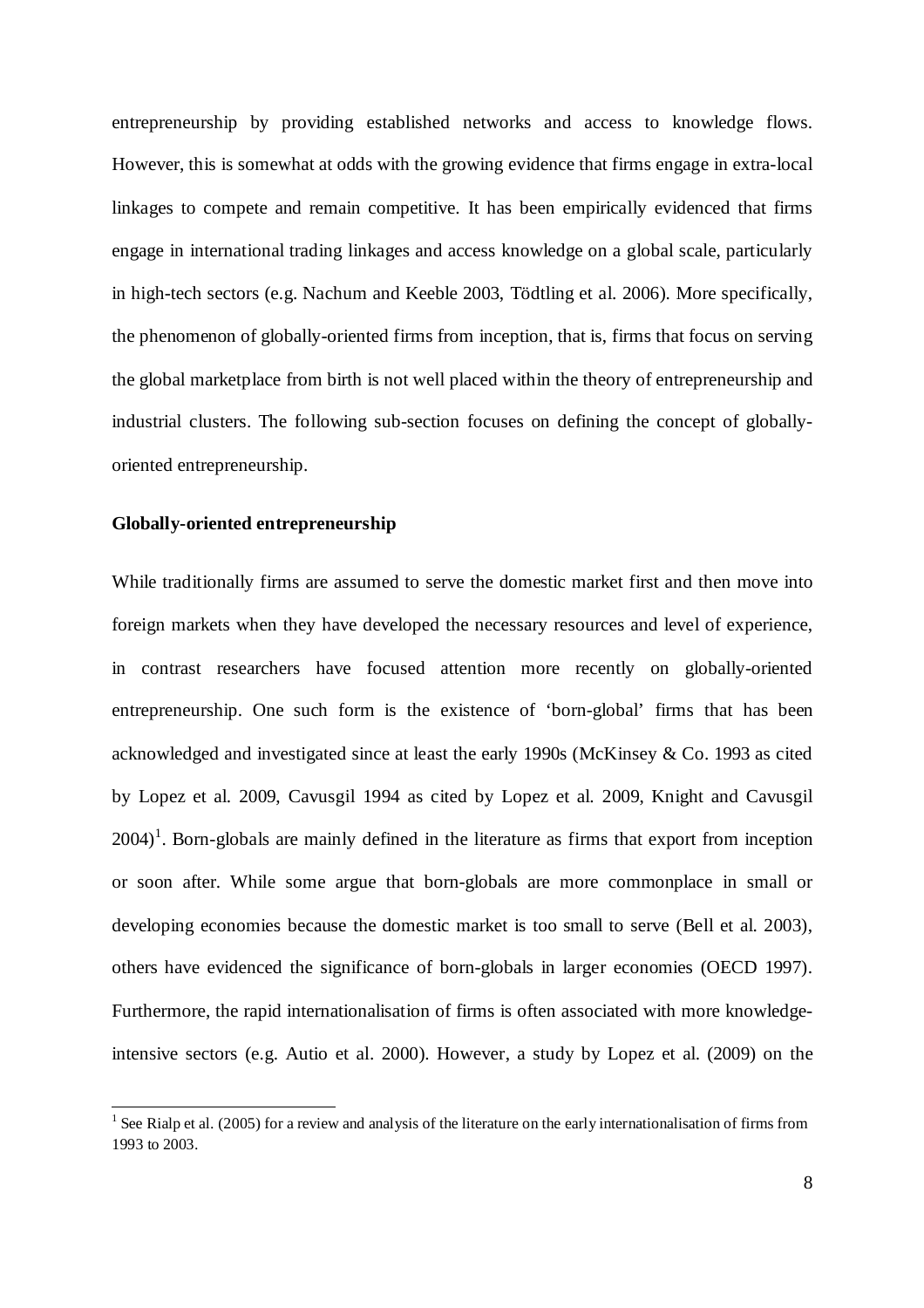entrepreneurship by providing established networks and access to knowledge flows. However, this is somewhat at odds with the growing evidence that firms engage in extra-local linkages to compete and remain competitive. It has been empirically evidenced that firms engage in international trading linkages and access knowledge on a global scale, particularly in high-tech sectors (e.g. Nachum and Keeble 2003, Tödtling et al. 2006). More specifically, the phenomenon of globally-oriented firms from inception, that is, firms that focus on serving the global marketplace from birth is not well placed within the theory of entrepreneurship and industrial clusters. The following sub-section focuses on defining the concept of globally-oriented entrepreneurship.

**Globally-oriented entrepreneurship**

While traditionally firms are assumed to serve the domestic market first and then move into foreign markets when they have developed the necessary resources and level of experience, in contrast researchers have focused attention more recently on globally-oriented entrepreneurship. One such form is the existence of 'born-global' firms that has been acknowledged and investigated since at least the early 1990s (McKinsey & Co. 1993 as cited by Lopez et al. 2009, Cavusgil 1994 as cited by Lopez et al. 2009, Knight and Cavusgil 2004)[1]. Born-globals are mainly defined in the literature as firms that export from inception or soon after. While some argue that born-globals are more commonplace in small or developing economies because the domestic market is too small to serve (Bell et al. 2003), others have evidenced the significance of born-globals in larger economies (OECD 1997). Furthermore, the rapid internationalisation of firms is often associated with more knowledge-intensive sectors (e.g. Autio et al. 2000). However, a study by Lopez et al. (2009) on the

[1] See Rialp et al. (2005) for a review and analysis of the literature on the early internationalisation of firms from 1993 to 2003.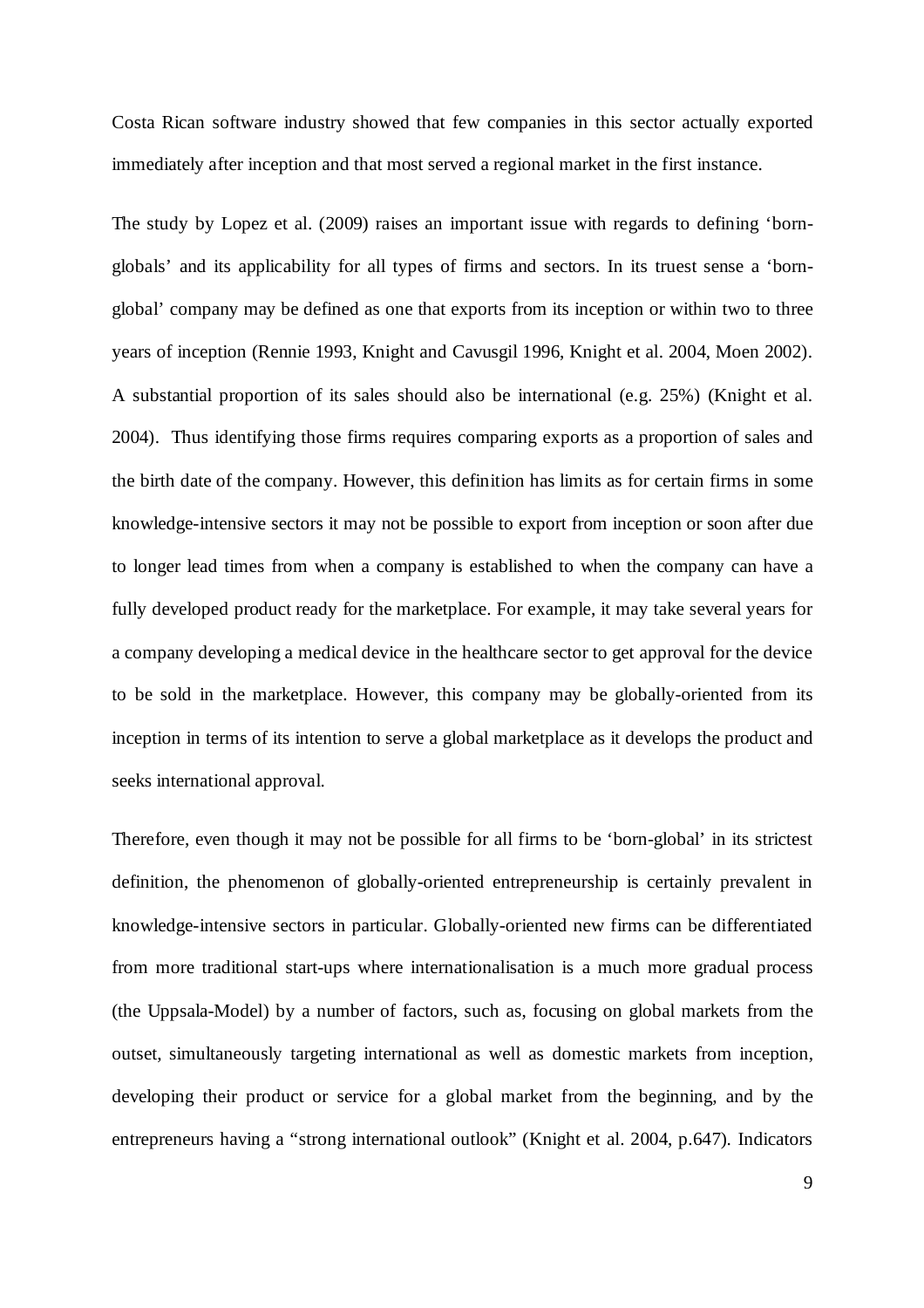Costa Rican software industry showed that few companies in this sector actually exported immediately after inception and that most served a regional market in the first instance.

The study by Lopez et al. (2009) raises an important issue with regards to defining 'born-globals' and its applicability for all types of firms and sectors. In its truest sense a 'born-global' company may be defined as one that exports from its inception or within two to three years of inception (Rennie 1993, Knight and Cavusgil 1996, Knight et al. 2004, Moen 2002). A substantial proportion of its sales should also be international (e.g. 25%) (Knight et al. 2004). Thus identifying those firms requires comparing exports as a proportion of sales and the birth date of the company. However, this definition has limits as for certain firms in some knowledge-intensive sectors it may not be possible to export from inception or soon after due to longer lead times from when a company is established to when the company can have a fully developed product ready for the marketplace. For example, it may take several years for a company developing a medical device in the healthcare sector to get approval for the device to be sold in the marketplace. However, this company may be globally-oriented from its inception in terms of its intention to serve a global marketplace as it develops the product and seeks international approval.

Therefore, even though it may not be possible for all firms to be 'born-global' in its strictest definition, the phenomenon of globally-oriented entrepreneurship is certainly prevalent in knowledge-intensive sectors in particular. Globally-oriented new firms can be differentiated from more traditional start-ups where internationalisation is a much more gradual process (the Uppsala-Model) by a number of factors, such as, focusing on global markets from the outset, simultaneously targeting international as well as domestic markets from inception, developing their product or service for a global market from the beginning, and by the entrepreneurs having a "strong international outlook" (Knight et al. 2004, p.647). Indicators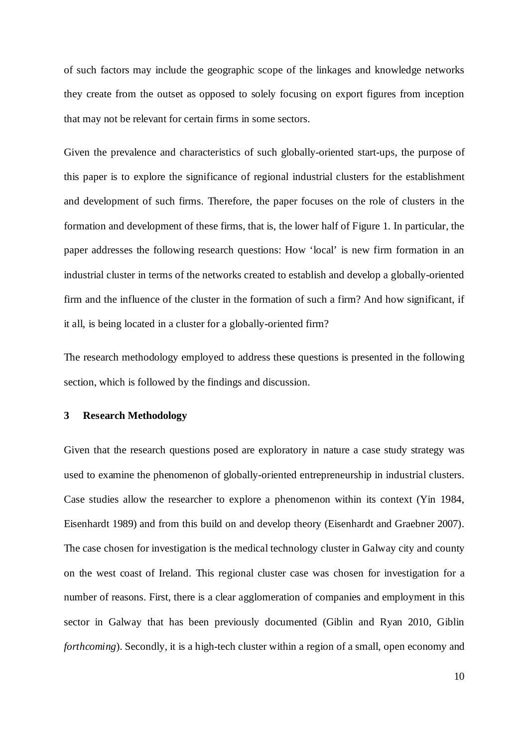of such factors may include the geographic scope of the linkages and knowledge networks they create from the outset as opposed to solely focusing on export figures from inception that may not be relevant for certain firms in some sectors.

Given the prevalence and characteristics of such globally-oriented start-ups, the purpose of this paper is to explore the significance of regional industrial clusters for the establishment and development of such firms. Therefore, the paper focuses on the role of clusters in the formation and development of these firms, that is, the lower half of Figure 1. In particular, the paper addresses the following research questions: How 'local' is new firm formation in an industrial cluster in terms of the networks created to establish and develop a globally-oriented firm and the influence of the cluster in the formation of such a firm? And how significant, if it all, is being located in a cluster for a globally-oriented firm?

The research methodology employed to address these questions is presented in the following section, which is followed by the findings and discussion.

## 3 Research Methodology

Given that the research questions posed are exploratory in nature a case study strategy was used to examine the phenomenon of globally-oriented entrepreneurship in industrial clusters. Case studies allow the researcher to explore a phenomenon within its context (Yin 1984, Eisenhardt 1989) and from this build on and develop theory (Eisenhardt and Graebner 2007). The case chosen for investigation is the medical technology cluster in Galway city and county on the west coast of Ireland. This regional cluster case was chosen for investigation for a number of reasons. First, there is a clear agglomeration of companies and employment in this sector in Galway that has been previously documented (Giblin and Ryan 2010, Giblin *forthcoming*). Secondly, it is a high-tech cluster within a region of a small, open economy and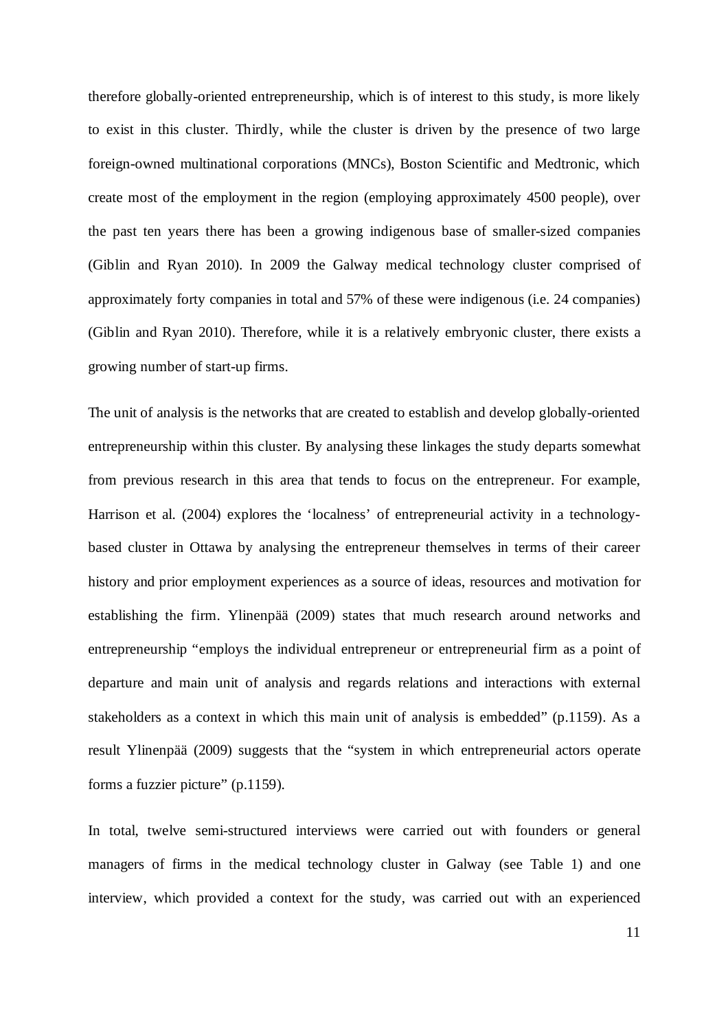therefore globally-oriented entrepreneurship, which is of interest to this study, is more likely to exist in this cluster. Thirdly, while the cluster is driven by the presence of two large foreign-owned multinational corporations (MNCs), Boston Scientific and Medtronic, which create most of the employment in the region (employing approximately 4500 people), over the past ten years there has been a growing indigenous base of smaller-sized companies (Giblin and Ryan 2010). In 2009 the Galway medical technology cluster comprised of approximately forty companies in total and 57% of these were indigenous (i.e. 24 companies) (Giblin and Ryan 2010). Therefore, while it is a relatively embryonic cluster, there exists a growing number of start-up firms.

The unit of analysis is the networks that are created to establish and develop globally-oriented entrepreneurship within this cluster. By analysing these linkages the study departs somewhat from previous research in this area that tends to focus on the entrepreneur. For example, Harrison et al. (2004) explores the 'localness' of entrepreneurial activity in a technology-based cluster in Ottawa by analysing the entrepreneur themselves in terms of their career history and prior employment experiences as a source of ideas, resources and motivation for establishing the firm. Ylinenpää (2009) states that much research around networks and entrepreneurship "employs the individual entrepreneur or entrepreneurial firm as a point of departure and main unit of analysis and regards relations and interactions with external stakeholders as a context in which this main unit of analysis is embedded" (p.1159). As a result Ylinenpää (2009) suggests that the "system in which entrepreneurial actors operate forms a fuzzier picture" (p.1159).

In total, twelve semi-structured interviews were carried out with founders or general managers of firms in the medical technology cluster in Galway (see Table 1) and one interview, which provided a context for the study, was carried out with an experienced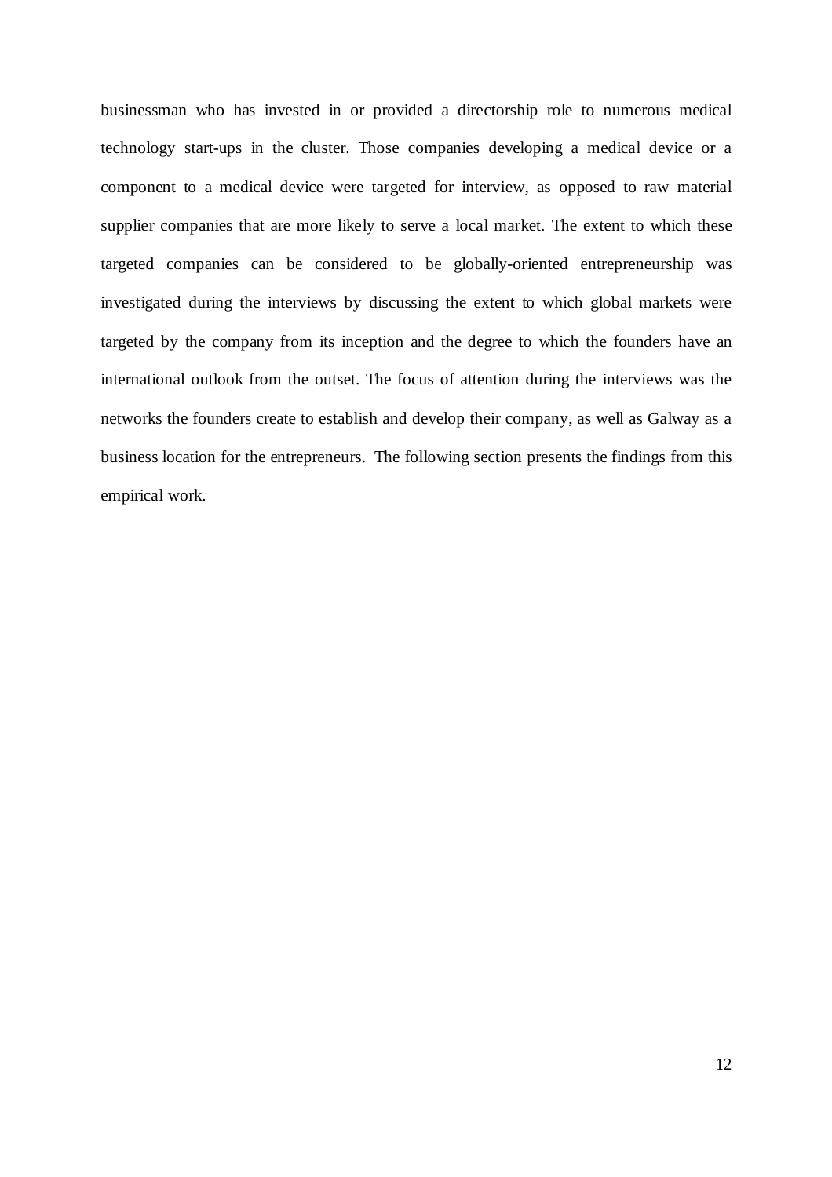businessman who has invested in or provided a directorship role to numerous medical technology start-ups in the cluster. Those companies developing a medical device or a component to a medical device were targeted for interview, as opposed to raw material supplier companies that are more likely to serve a local market. The extent to which these targeted companies can be considered to be globally-oriented entrepreneurship was investigated during the interviews by discussing the extent to which global markets were targeted by the company from its inception and the degree to which the founders have an international outlook from the outset. The focus of attention during the interviews was the networks the founders create to establish and develop their company, as well as Galway as a business location for the entrepreneurs. The following section presents the findings from this empirical work.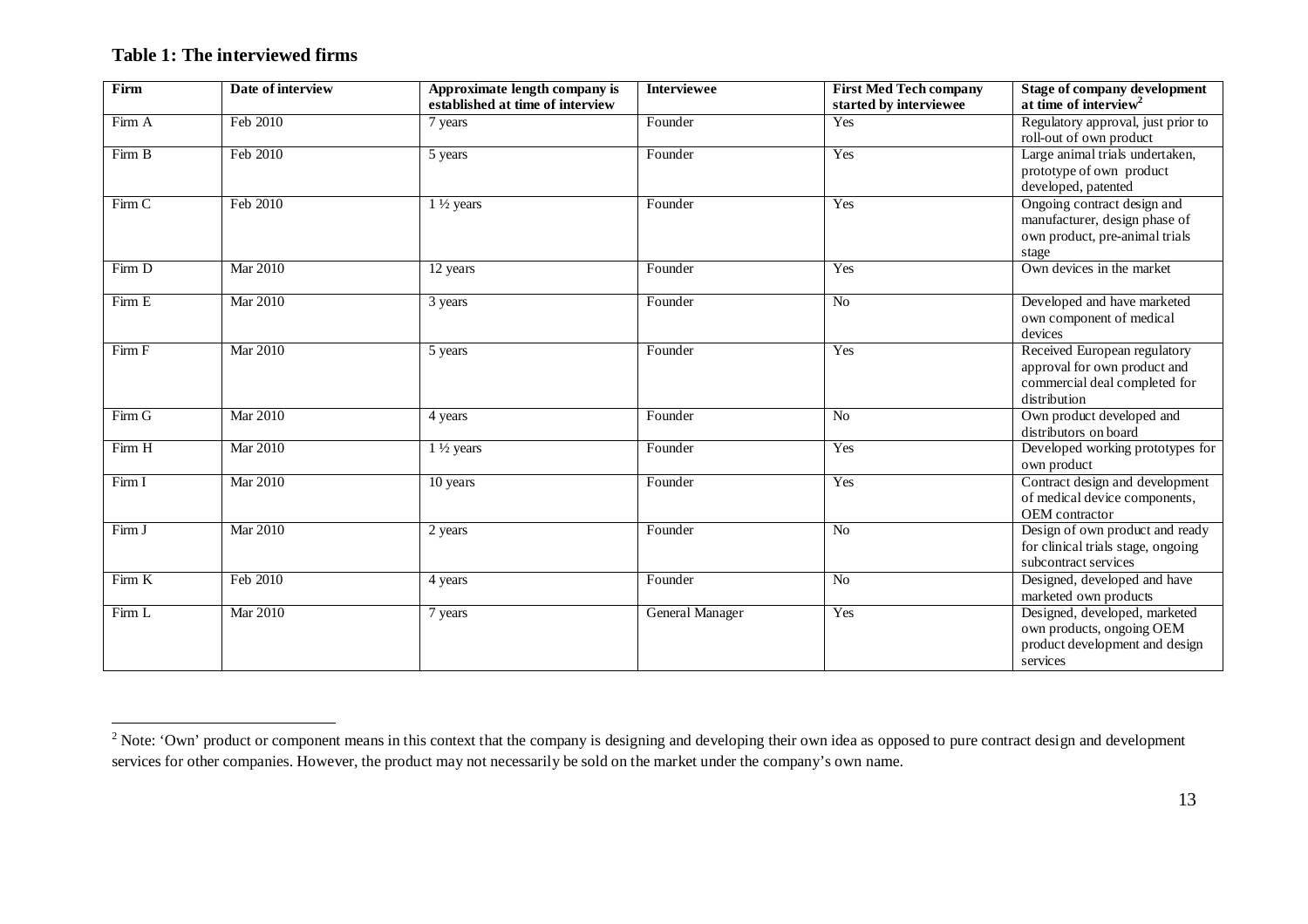**Table 1: The interviewed firms**

| Firm | Date of interview | Approximate length company is established at time of interview | Interviewee | First Med Tech company started by interviewee | Stage of company development at time of interview[2] |
|---|---|---|---|---|---|
| Firm A | Feb 2010 | 7 years | Founder | Yes | Regulatory approval, just prior to roll-out of own product |
| Firm B | Feb 2010 | 5 years | Founder | Yes | Large animal trials undertaken, prototype of own product developed, patented |
| Firm C | Feb 2010 | 1 ½ years | Founder | Yes | Ongoing contract design and manufacturer, design phase of own product, pre-animal trials stage |
| Firm D | Mar 2010 | 12 years | Founder | Yes | Own devices in the market |
| Firm E | Mar 2010 | 3 years | Founder | No | Developed and have marketed own component of medical devices |
| Firm F | Mar 2010 | 5 years | Founder | Yes | Received European regulatory approval for own product and commercial deal completed for distribution |
| Firm G | Mar 2010 | 4 years | Founder | No | Own product developed and distributors on board |
| Firm H | Mar 2010 | 1 ½ years | Founder | Yes | Developed working prototypes for own product |
| Firm I | Mar 2010 | 10 years | Founder | Yes | Contract design and development of medical device components, OEM contractor |
| Firm J | Mar 2010 | 2 years | Founder | No | Design of own product and ready for clinical trials stage, ongoing subcontract services |
| Firm K | Feb 2010 | 4 years | Founder | No | Designed, developed and have marketed own products |
| Firm L | Mar 2010 | 7 years | General Manager | Yes | Designed, developed, marketed own products, ongoing OEM product development and design services |

[2] Note: 'Own' product or component means in this context that the company is designing and developing their own idea as opposed to pure contract design and development services for other companies. However, the product may not necessarily be sold on the market under the company's own name.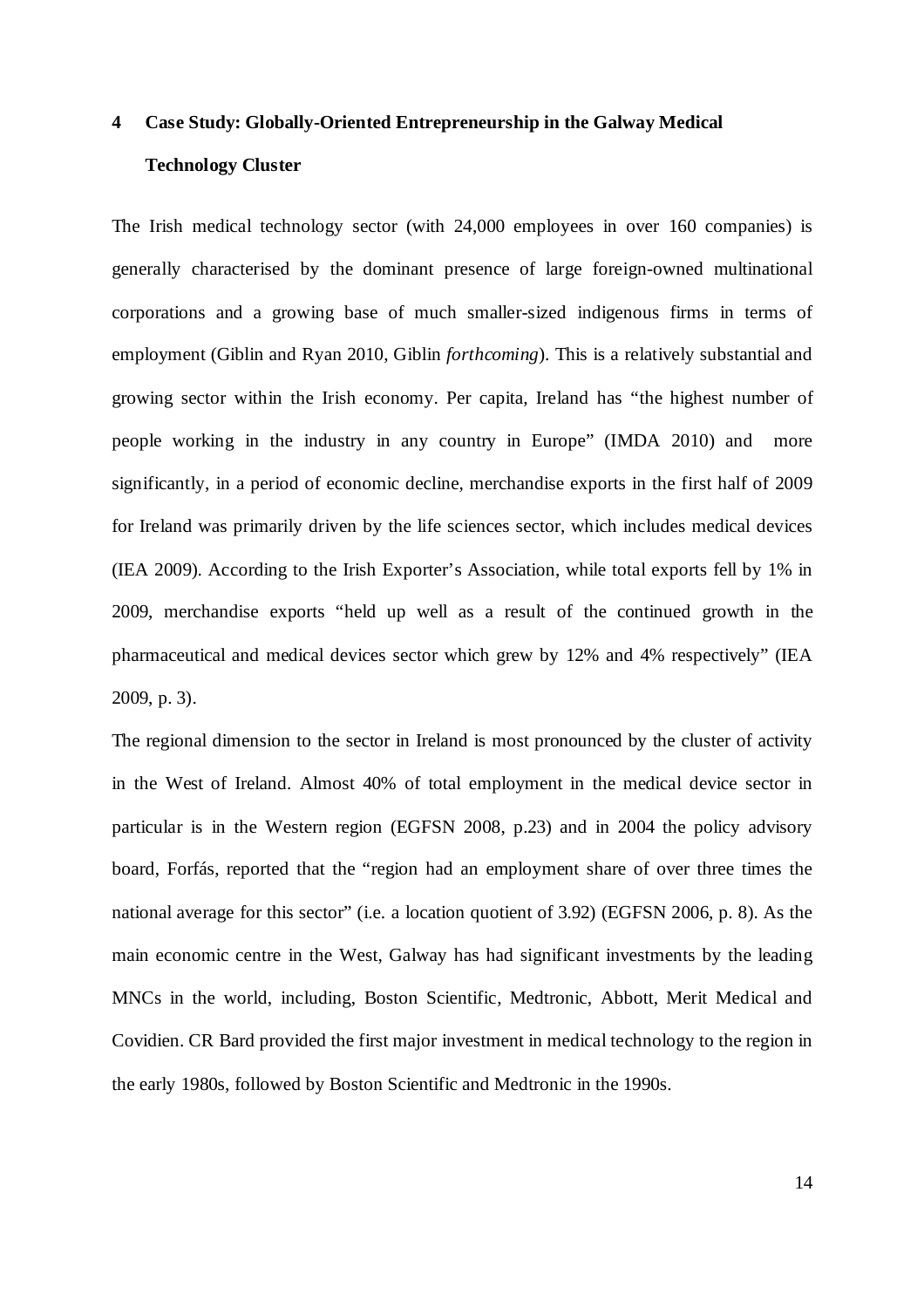## 4 Case Study: Globally-Oriented Entrepreneurship in the Galway Medical Technology Cluster

The Irish medical technology sector (with 24,000 employees in over 160 companies) is generally characterised by the dominant presence of large foreign-owned multinational corporations and a growing base of much smaller-sized indigenous firms in terms of employment (Giblin and Ryan 2010, Giblin *forthcoming*). This is a relatively substantial and growing sector within the Irish economy. Per capita, Ireland has "the highest number of people working in the industry in any country in Europe" (IMDA 2010) and more significantly, in a period of economic decline, merchandise exports in the first half of 2009 for Ireland was primarily driven by the life sciences sector, which includes medical devices (IEA 2009). According to the Irish Exporter's Association, while total exports fell by 1% in 2009, merchandise exports "held up well as a result of the continued growth in the pharmaceutical and medical devices sector which grew by 12% and 4% respectively" (IEA 2009, p. 3).

The regional dimension to the sector in Ireland is most pronounced by the cluster of activity in the West of Ireland. Almost 40% of total employment in the medical device sector in particular is in the Western region (EGFSN 2008, p.23) and in 2004 the policy advisory board, Forfás, reported that the "region had an employment share of over three times the national average for this sector" (i.e. a location quotient of 3.92) (EGFSN 2006, p. 8). As the main economic centre in the West, Galway has had significant investments by the leading MNCs in the world, including, Boston Scientific, Medtronic, Abbott, Merit Medical and Covidien. CR Bard provided the first major investment in medical technology to the region in the early 1980s, followed by Boston Scientific and Medtronic in the 1990s.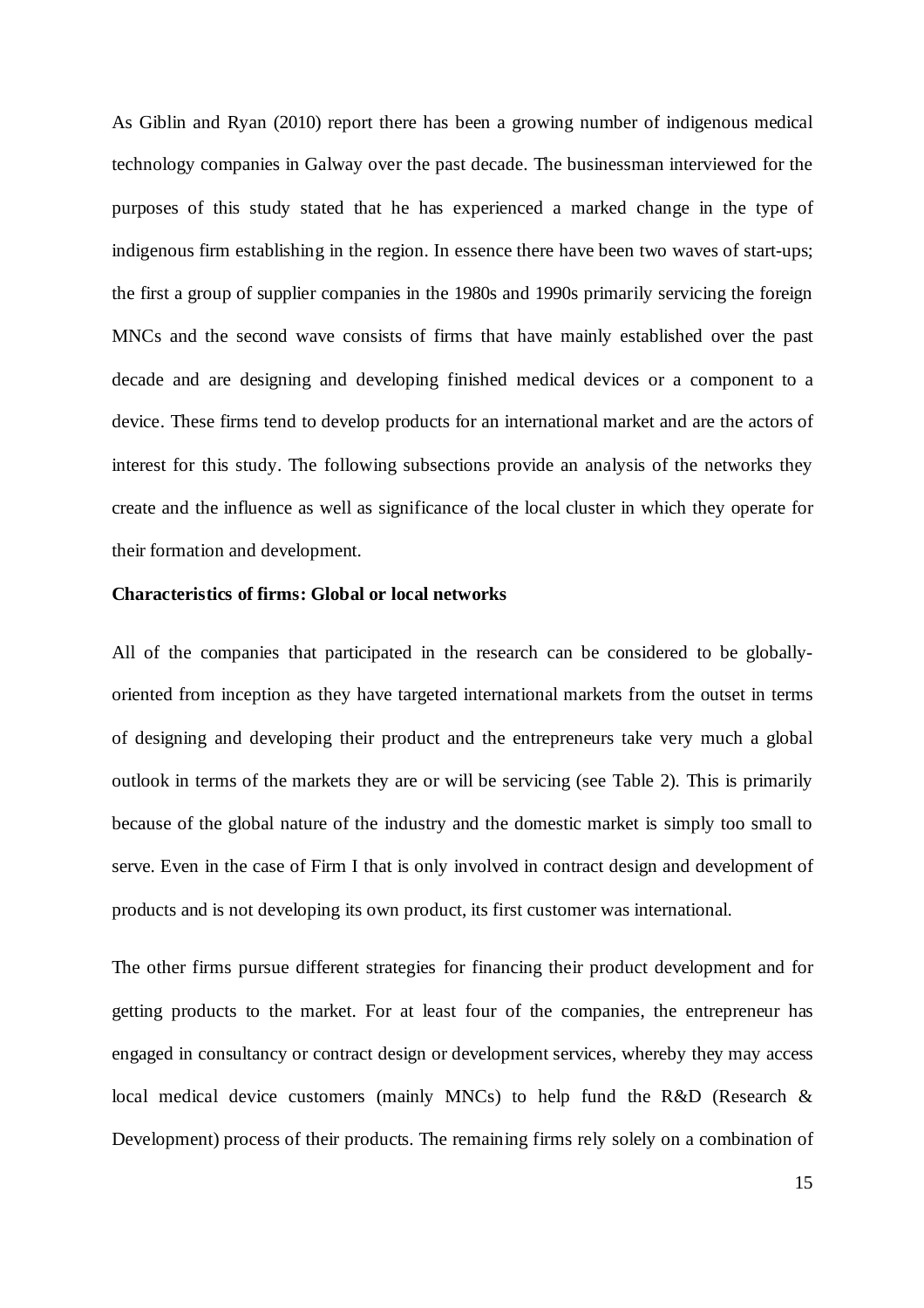As Giblin and Ryan (2010) report there has been a growing number of indigenous medical technology companies in Galway over the past decade. The businessman interviewed for the purposes of this study stated that he has experienced a marked change in the type of indigenous firm establishing in the region. In essence there have been two waves of start-ups; the first a group of supplier companies in the 1980s and 1990s primarily servicing the foreign MNCs and the second wave consists of firms that have mainly established over the past decade and are designing and developing finished medical devices or a component to a device. These firms tend to develop products for an international market and are the actors of interest for this study. The following subsections provide an analysis of the networks they create and the influence as well as significance of the local cluster in which they operate for their formation and development.

**Characteristics of firms: Global or local networks**

All of the companies that participated in the research can be considered to be globally-oriented from inception as they have targeted international markets from the outset in terms of designing and developing their product and the entrepreneurs take very much a global outlook in terms of the markets they are or will be servicing (see Table 2). This is primarily because of the global nature of the industry and the domestic market is simply too small to serve. Even in the case of Firm I that is only involved in contract design and development of products and is not developing its own product, its first customer was international.

The other firms pursue different strategies for financing their product development and for getting products to the market. For at least four of the companies, the entrepreneur has engaged in consultancy or contract design or development services, whereby they may access local medical device customers (mainly MNCs) to help fund the R&D (Research & Development) process of their products. The remaining firms rely solely on a combination of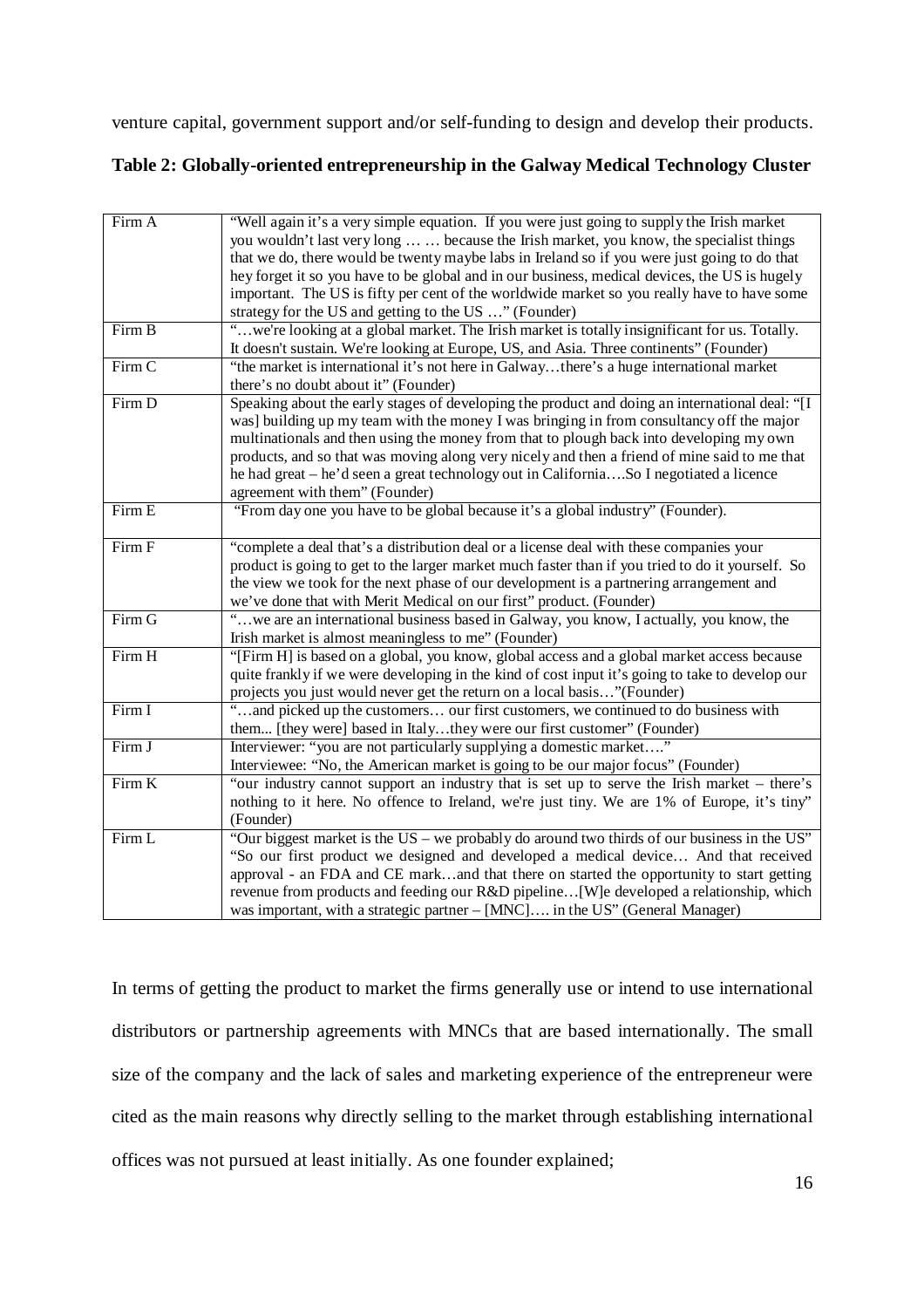venture capital, government support and/or self-funding to design and develop their products.

**Table 2: Globally-oriented entrepreneurship in the Galway Medical Technology Cluster**

| | |
|---|---|
| Firm A | "Well again it's a very simple equation. If you were just going to supply the Irish market you wouldn't last very long … … because the Irish market, you know, the specialist things that we do, there would be twenty maybe labs in Ireland so if you were just going to do that hey forget it so you have to be global and in our business, medical devices, the US is hugely important. The US is fifty per cent of the worldwide market so you really have to have some strategy for the US and getting to the US …" (Founder) |
| Firm B | "…we're looking at a global market. The Irish market is totally insignificant for us. Totally. It doesn't sustain. We're looking at Europe, US, and Asia. Three continents" (Founder) |
| Firm C | "the market is international it's not here in Galway…there's a huge international market there's no doubt about it" (Founder) |
| Firm D | Speaking about the early stages of developing the product and doing an international deal: "[I was] building up my team with the money I was bringing in from consultancy off the major multinationals and then using the money from that to plough back into developing my own products, and so that was moving along very nicely and then a friend of mine said to me that he had great – he'd seen a great technology out in California….So I negotiated a licence agreement with them" (Founder) |
| Firm E | "From day one you have to be global because it's a global industry" (Founder). |
| Firm F | "complete a deal that's a distribution deal or a license deal with these companies your product is going to get to the larger market much faster than if you tried to do it yourself. So the view we took for the next phase of our development is a partnering arrangement and we've done that with Merit Medical on our first" product. (Founder) |
| Firm G | "…we are an international business based in Galway, you know, I actually, you know, the Irish market is almost meaningless to me" (Founder) |
| Firm H | "[Firm H] is based on a global, you know, global access and a global market access because quite frankly if we were developing in the kind of cost input it's going to take to develop our projects you just would never get the return on a local basis…"(Founder) |
| Firm I | "…and picked up the customers… our first customers, we continued to do business with them... [they were] based in Italy…they were our first customer" (Founder) |
| Firm J | Interviewer: "you are not particularly supplying a domestic market…." Interviewee: "No, the American market is going to be our major focus" (Founder) |
| Firm K | "our industry cannot support an industry that is set up to serve the Irish market – there's nothing to it here. No offence to Ireland, we're just tiny. We are 1% of Europe, it's tiny" (Founder) |
| Firm L | "Our biggest market is the US – we probably do around two thirds of our business in the US" "So our first product we designed and developed a medical device… And that received approval - an FDA and CE mark…and that there on started the opportunity to start getting revenue from products and feeding our R&D pipeline…[W]e developed a relationship, which was important, with a strategic partner – [MNC]…. in the US" (General Manager) |

In terms of getting the product to market the firms generally use or intend to use international distributors or partnership agreements with MNCs that are based internationally. The small size of the company and the lack of sales and marketing experience of the entrepreneur were cited as the main reasons why directly selling to the market through establishing international offices was not pursued at least initially. As one founder explained;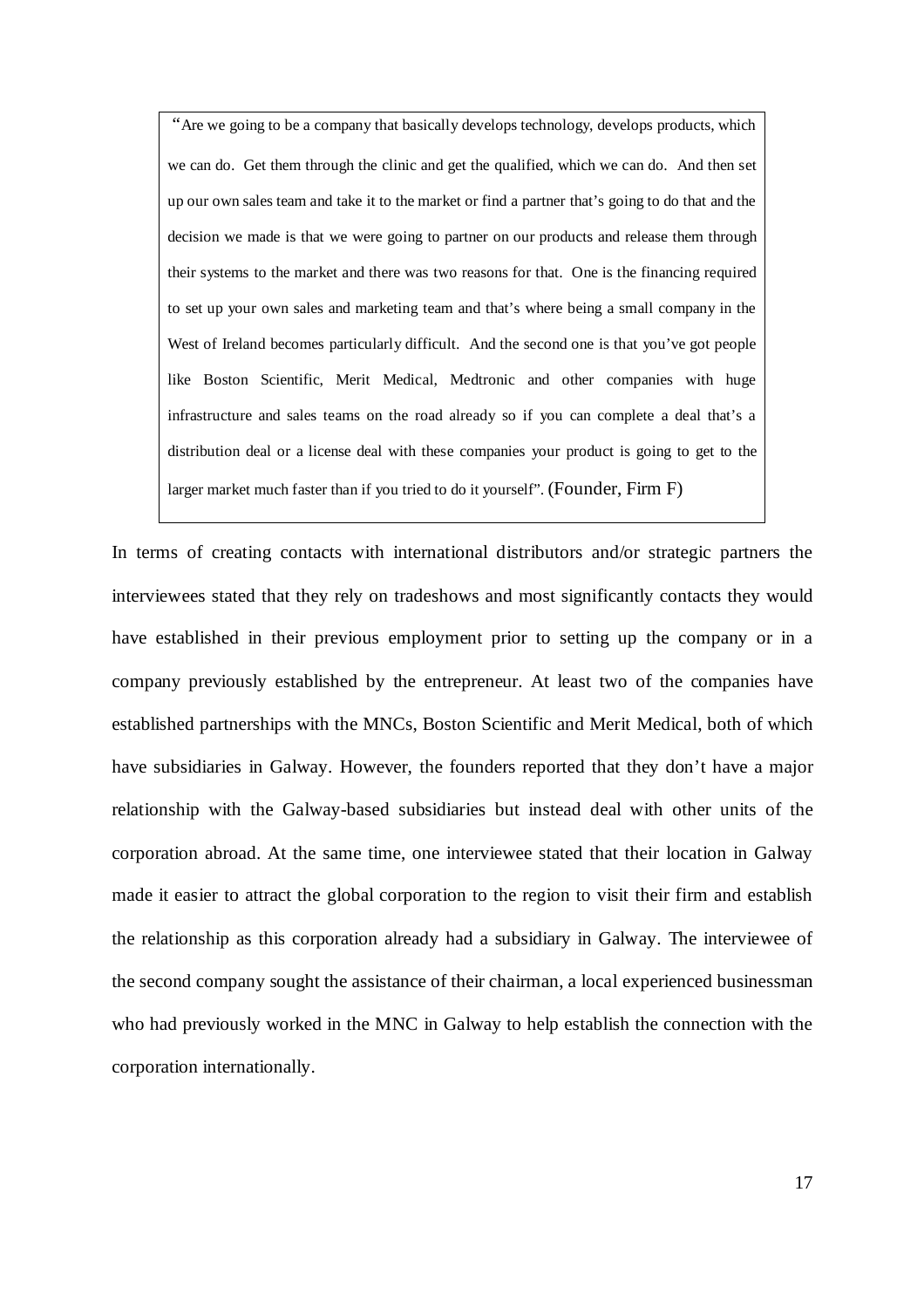> "Are we going to be a company that basically develops technology, develops products, which we can do. Get them through the clinic and get the qualified, which we can do. And then set up our own sales team and take it to the market or find a partner that's going to do that and the decision we made is that we were going to partner on our products and release them through their systems to the market and there was two reasons for that. One is the financing required to set up your own sales and marketing team and that's where being a small company in the West of Ireland becomes particularly difficult. And the second one is that you've got people like Boston Scientific, Merit Medical, Medtronic and other companies with huge infrastructure and sales teams on the road already so if you can complete a deal that's a distribution deal or a license deal with these companies your product is going to get to the larger market much faster than if you tried to do it yourself". (Founder, Firm F)

In terms of creating contacts with international distributors and/or strategic partners the interviewees stated that they rely on tradeshows and most significantly contacts they would have established in their previous employment prior to setting up the company or in a company previously established by the entrepreneur. At least two of the companies have established partnerships with the MNCs, Boston Scientific and Merit Medical, both of which have subsidiaries in Galway. However, the founders reported that they don't have a major relationship with the Galway-based subsidiaries but instead deal with other units of the corporation abroad. At the same time, one interviewee stated that their location in Galway made it easier to attract the global corporation to the region to visit their firm and establish the relationship as this corporation already had a subsidiary in Galway. The interviewee of the second company sought the assistance of their chairman, a local experienced businessman who had previously worked in the MNC in Galway to help establish the connection with the corporation internationally.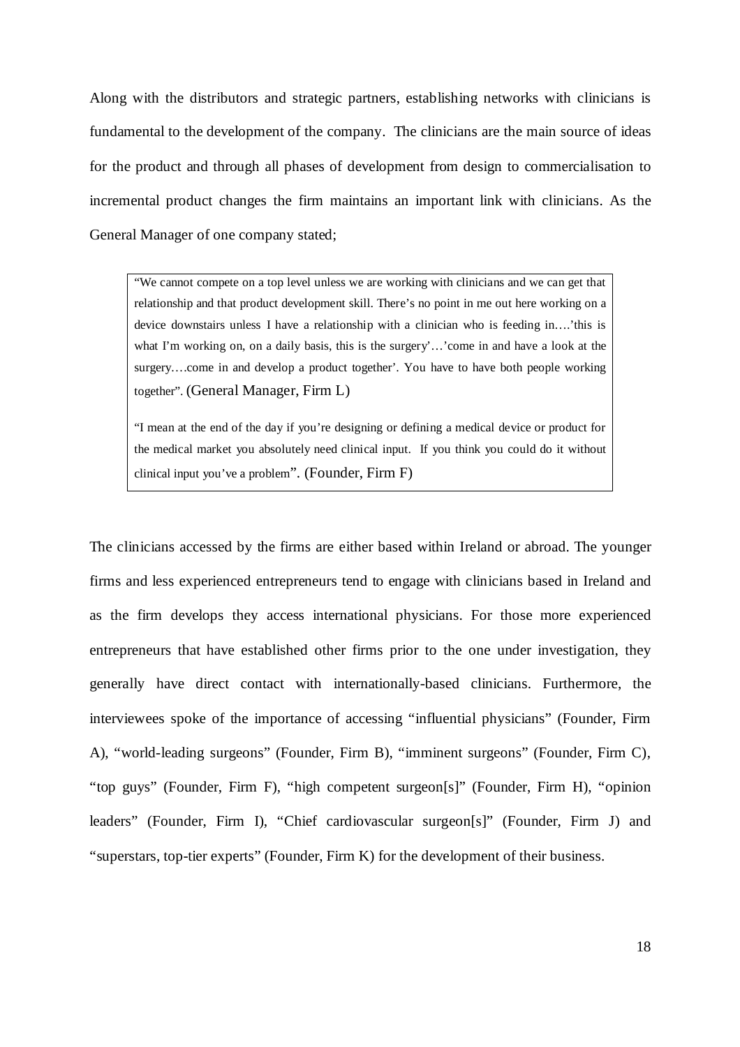Along with the distributors and strategic partners, establishing networks with clinicians is fundamental to the development of the company. The clinicians are the main source of ideas for the product and through all phases of development from design to commercialisation to incremental product changes the firm maintains an important link with clinicians. As the General Manager of one company stated;

> "We cannot compete on a top level unless we are working with clinicians and we can get that relationship and that product development skill. There's no point in me out here working on a device downstairs unless I have a relationship with a clinician who is feeding in….'this is what I'm working on, on a daily basis, this is the surgery'…'come in and have a look at the surgery….come in and develop a product together'. You have to have both people working together". (General Manager, Firm L)
>
> "I mean at the end of the day if you're designing or defining a medical device or product for the medical market you absolutely need clinical input. If you think you could do it without clinical input you've a problem". (Founder, Firm F)

The clinicians accessed by the firms are either based within Ireland or abroad. The younger firms and less experienced entrepreneurs tend to engage with clinicians based in Ireland and as the firm develops they access international physicians. For those more experienced entrepreneurs that have established other firms prior to the one under investigation, they generally have direct contact with internationally-based clinicians. Furthermore, the interviewees spoke of the importance of accessing "influential physicians" (Founder, Firm A), "world-leading surgeons" (Founder, Firm B), "imminent surgeons" (Founder, Firm C), "top guys" (Founder, Firm F), "high competent surgeon[s]" (Founder, Firm H), "opinion leaders" (Founder, Firm I), "Chief cardiovascular surgeon[s]" (Founder, Firm J) and "superstars, top-tier experts" (Founder, Firm K) for the development of their business.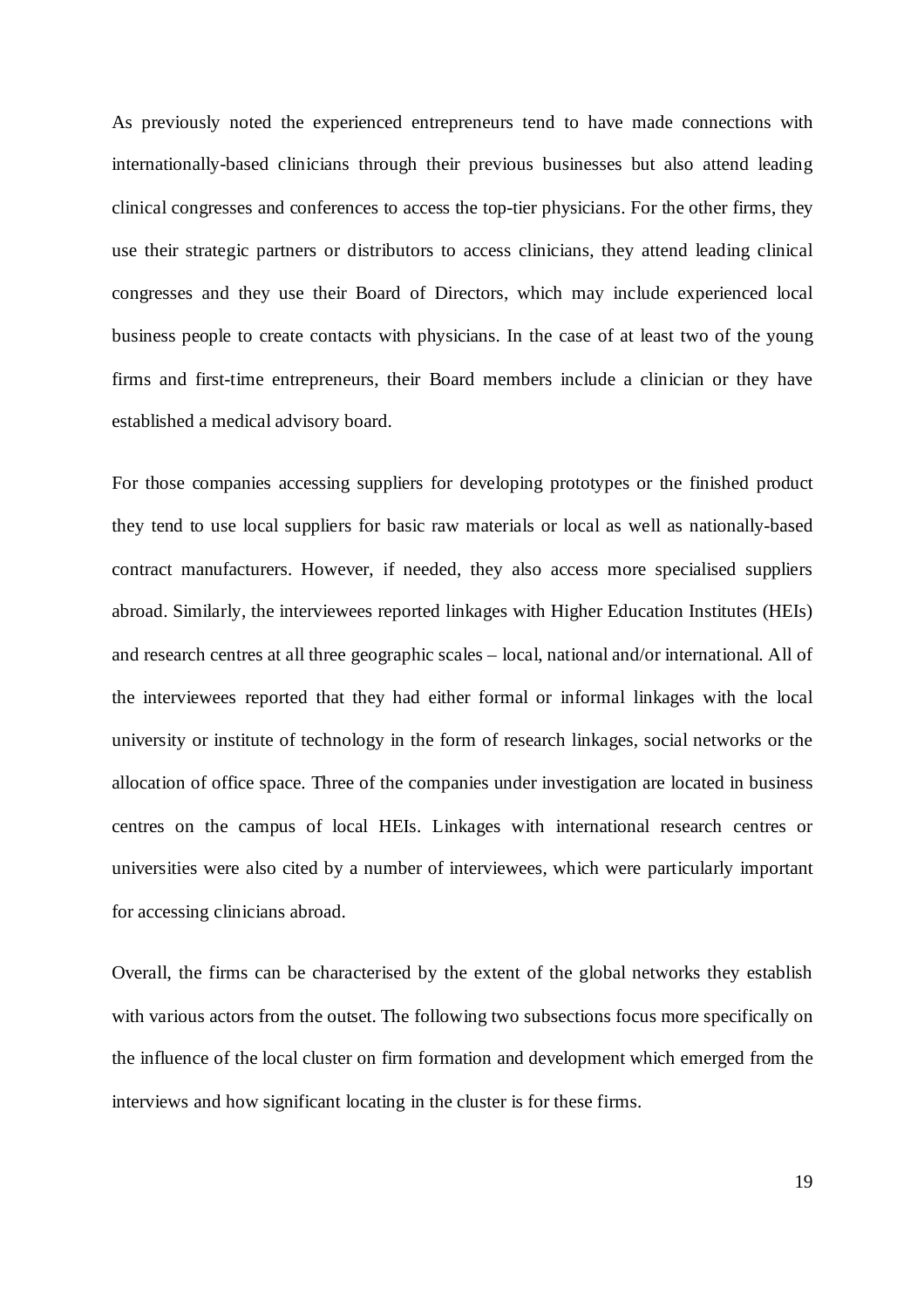As previously noted the experienced entrepreneurs tend to have made connections with internationally-based clinicians through their previous businesses but also attend leading clinical congresses and conferences to access the top-tier physicians. For the other firms, they use their strategic partners or distributors to access clinicians, they attend leading clinical congresses and they use their Board of Directors, which may include experienced local business people to create contacts with physicians. In the case of at least two of the young firms and first-time entrepreneurs, their Board members include a clinician or they have established a medical advisory board.

For those companies accessing suppliers for developing prototypes or the finished product they tend to use local suppliers for basic raw materials or local as well as nationally-based contract manufacturers. However, if needed, they also access more specialised suppliers abroad. Similarly, the interviewees reported linkages with Higher Education Institutes (HEIs) and research centres at all three geographic scales – local, national and/or international. All of the interviewees reported that they had either formal or informal linkages with the local university or institute of technology in the form of research linkages, social networks or the allocation of office space. Three of the companies under investigation are located in business centres on the campus of local HEIs. Linkages with international research centres or universities were also cited by a number of interviewees, which were particularly important for accessing clinicians abroad.

Overall, the firms can be characterised by the extent of the global networks they establish with various actors from the outset. The following two subsections focus more specifically on the influence of the local cluster on firm formation and development which emerged from the interviews and how significant locating in the cluster is for these firms.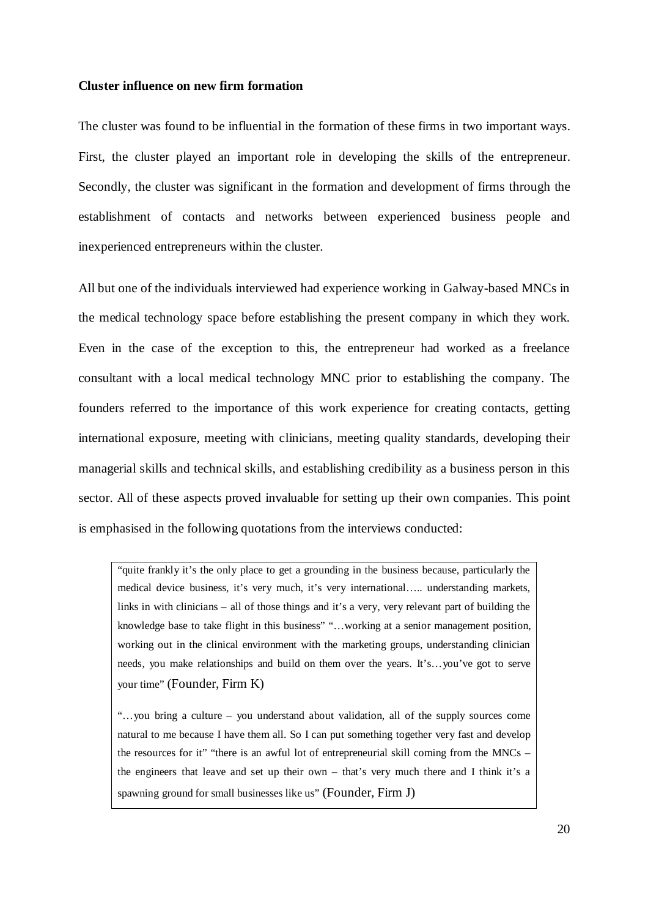**Cluster influence on new firm formation**

The cluster was found to be influential in the formation of these firms in two important ways. First, the cluster played an important role in developing the skills of the entrepreneur. Secondly, the cluster was significant in the formation and development of firms through the establishment of contacts and networks between experienced business people and inexperienced entrepreneurs within the cluster.

All but one of the individuals interviewed had experience working in Galway-based MNCs in the medical technology space before establishing the present company in which they work. Even in the case of the exception to this, the entrepreneur had worked as a freelance consultant with a local medical technology MNC prior to establishing the company. The founders referred to the importance of this work experience for creating contacts, getting international exposure, meeting with clinicians, meeting quality standards, developing their managerial skills and technical skills, and establishing credibility as a business person in this sector. All of these aspects proved invaluable for setting up their own companies. This point is emphasised in the following quotations from the interviews conducted:

> "quite frankly it's the only place to get a grounding in the business because, particularly the medical device business, it's very much, it's very international….. understanding markets, links in with clinicians – all of those things and it's a very, very relevant part of building the knowledge base to take flight in this business" "…working at a senior management position, working out in the clinical environment with the marketing groups, understanding clinician needs, you make relationships and build on them over the years. It's…you've got to serve your time" (Founder, Firm K)
>
> "…you bring a culture – you understand about validation, all of the supply sources come natural to me because I have them all. So I can put something together very fast and develop the resources for it" "there is an awful lot of entrepreneurial skill coming from the MNCs – the engineers that leave and set up their own – that's very much there and I think it's a spawning ground for small businesses like us" (Founder, Firm J)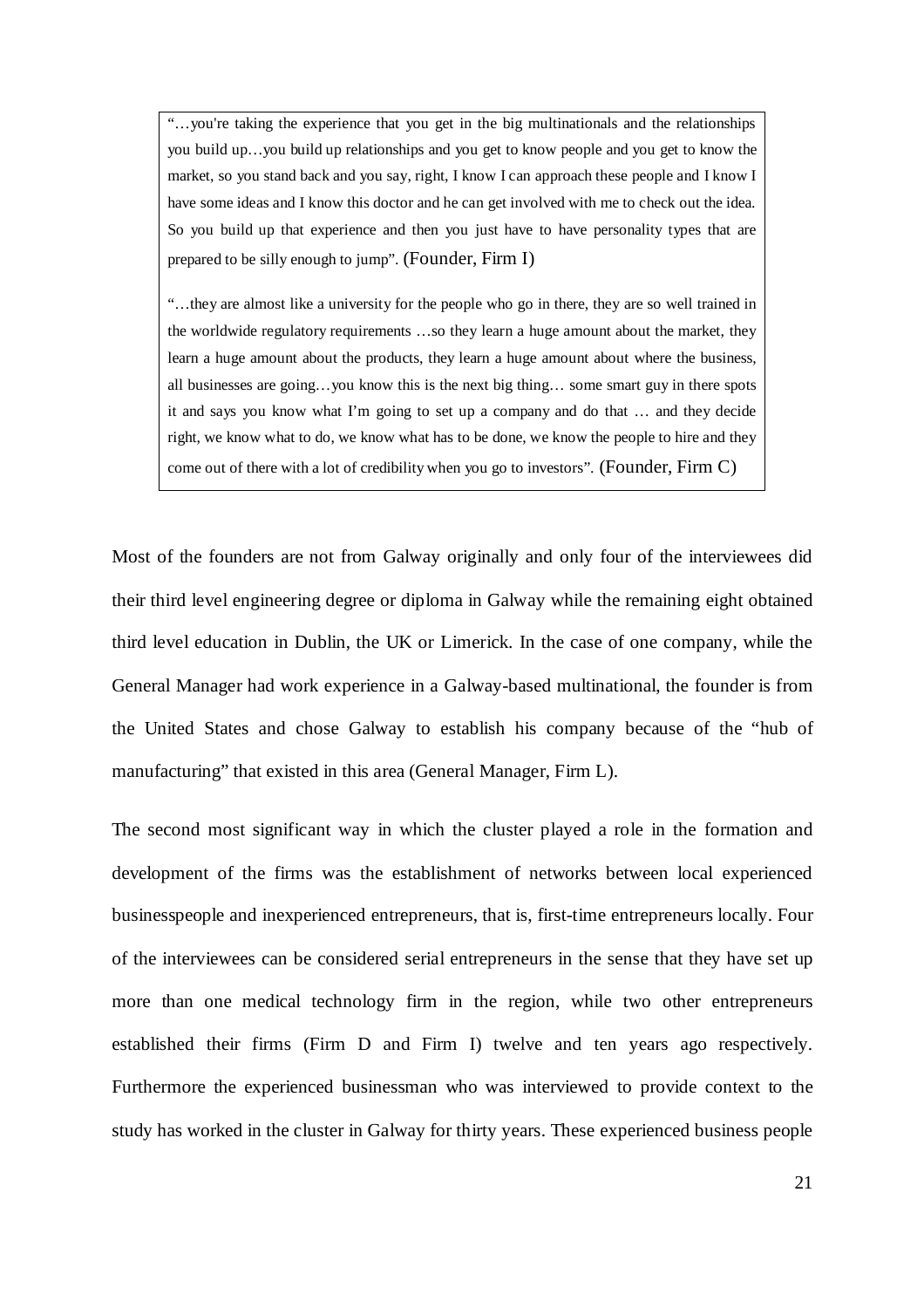> "…you're taking the experience that you get in the big multinationals and the relationships you build up…you build up relationships and you get to know people and you get to know the market, so you stand back and you say, right, I know I can approach these people and I know I have some ideas and I know this doctor and he can get involved with me to check out the idea. So you build up that experience and then you just have to have personality types that are prepared to be silly enough to jump". (Founder, Firm I)
>
> "…they are almost like a university for the people who go in there, they are so well trained in the worldwide regulatory requirements …so they learn a huge amount about the market, they learn a huge amount about the products, they learn a huge amount about where the business, all businesses are going…you know this is the next big thing… some smart guy in there spots it and says you know what I'm going to set up a company and do that … and they decide right, we know what to do, we know what has to be done, we know the people to hire and they come out of there with a lot of credibility when you go to investors". (Founder, Firm C)

Most of the founders are not from Galway originally and only four of the interviewees did their third level engineering degree or diploma in Galway while the remaining eight obtained third level education in Dublin, the UK or Limerick. In the case of one company, while the General Manager had work experience in a Galway-based multinational, the founder is from the United States and chose Galway to establish his company because of the "hub of manufacturing" that existed in this area (General Manager, Firm L).

The second most significant way in which the cluster played a role in the formation and development of the firms was the establishment of networks between local experienced businesspeople and inexperienced entrepreneurs, that is, first-time entrepreneurs locally. Four of the interviewees can be considered serial entrepreneurs in the sense that they have set up more than one medical technology firm in the region, while two other entrepreneurs established their firms (Firm D and Firm I) twelve and ten years ago respectively. Furthermore the experienced businessman who was interviewed to provide context to the study has worked in the cluster in Galway for thirty years. These experienced business people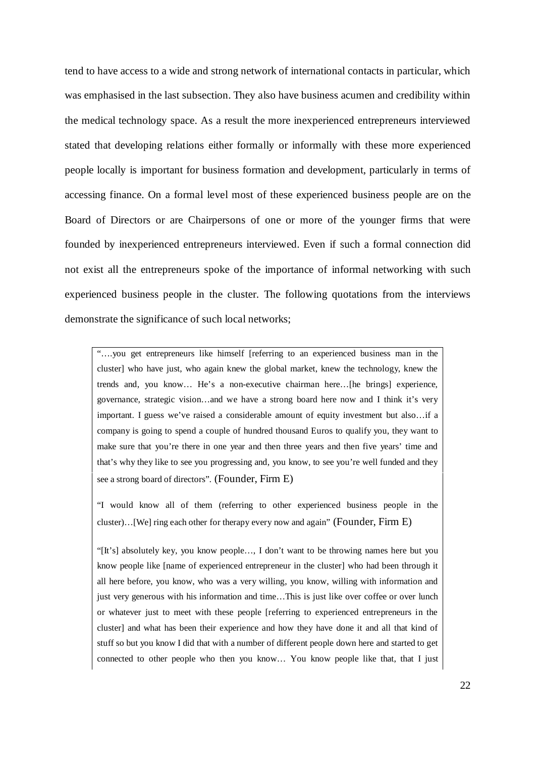tend to have access to a wide and strong network of international contacts in particular, which was emphasised in the last subsection. They also have business acumen and credibility within the medical technology space. As a result the more inexperienced entrepreneurs interviewed stated that developing relations either formally or informally with these more experienced people locally is important for business formation and development, particularly in terms of accessing finance. On a formal level most of these experienced business people are on the Board of Directors or are Chairpersons of one or more of the younger firms that were founded by inexperienced entrepreneurs interviewed. Even if such a formal connection did not exist all the entrepreneurs spoke of the importance of informal networking with such experienced business people in the cluster. The following quotations from the interviews demonstrate the significance of such local networks;

> "….you get entrepreneurs like himself [referring to an experienced business man in the cluster] who have just, who again knew the global market, knew the technology, knew the trends and, you know… He's a non-executive chairman here…[he brings] experience, governance, strategic vision…and we have a strong board here now and I think it's very important. I guess we've raised a considerable amount of equity investment but also…if a company is going to spend a couple of hundred thousand Euros to qualify you, they want to make sure that you're there in one year and then three years and then five years' time and that's why they like to see you progressing and, you know, to see you're well funded and they see a strong board of directors". (Founder, Firm E)
>
> "I would know all of them (referring to other experienced business people in the cluster)…[We] ring each other for therapy every now and again" (Founder, Firm E)
>
> "[It's] absolutely key, you know people…, I don't want to be throwing names here but you know people like [name of experienced entrepreneur in the cluster] who had been through it all here before, you know, who was a very willing, you know, willing with information and just very generous with his information and time…This is just like over coffee or over lunch or whatever just to meet with these people [referring to experienced entrepreneurs in the cluster] and what has been their experience and how they have done it and all that kind of stuff so but you know I did that with a number of different people down here and started to get connected to other people who then you know… You know people like that, that I just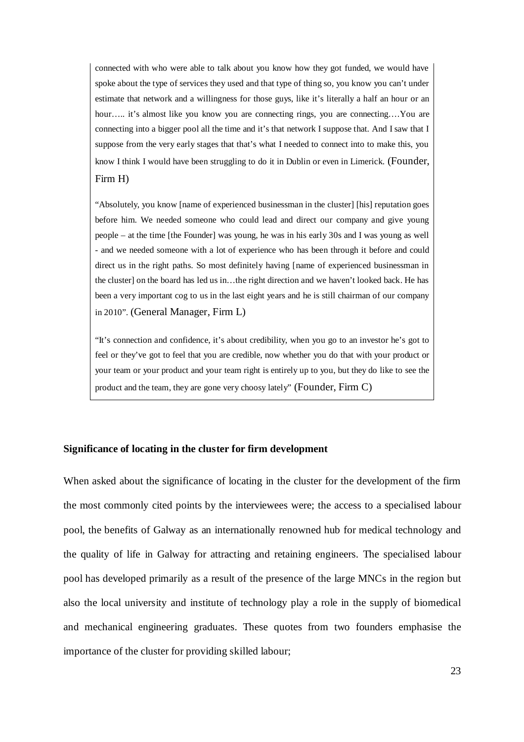connected with who were able to talk about you know how they got funded, we would have spoke about the type of services they used and that type of thing so, you know you can't under estimate that network and a willingness for those guys, like it's literally a half an hour or an hour….. it's almost like you know you are connecting rings, you are connecting.…You are connecting into a bigger pool all the time and it's that network I suppose that. And I saw that I suppose from the very early stages that that's what I needed to connect into to make this, you know I think I would have been struggling to do it in Dublin or even in Limerick. (Founder, Firm H)

"Absolutely, you know [name of experienced businessman in the cluster] [his] reputation goes before him. We needed someone who could lead and direct our company and give young people – at the time [the Founder] was young, he was in his early 30s and I was young as well - and we needed someone with a lot of experience who has been through it before and could direct us in the right paths. So most definitely having [name of experienced businessman in the cluster] on the board has led us in…the right direction and we haven't looked back. He has been a very important cog to us in the last eight years and he is still chairman of our company in 2010". (General Manager, Firm L)

"It's connection and confidence, it's about credibility, when you go to an investor he's got to feel or they've got to feel that you are credible, now whether you do that with your product or your team or your product and your team right is entirely up to you, but they do like to see the product and the team, they are gone very choosy lately" (Founder, Firm C)

**Significance of locating in the cluster for firm development**

When asked about the significance of locating in the cluster for the development of the firm the most commonly cited points by the interviewees were; the access to a specialised labour pool, the benefits of Galway as an internationally renowned hub for medical technology and the quality of life in Galway for attracting and retaining engineers. The specialised labour pool has developed primarily as a result of the presence of the large MNCs in the region but also the local university and institute of technology play a role in the supply of biomedical and mechanical engineering graduates. These quotes from two founders emphasise the importance of the cluster for providing skilled labour;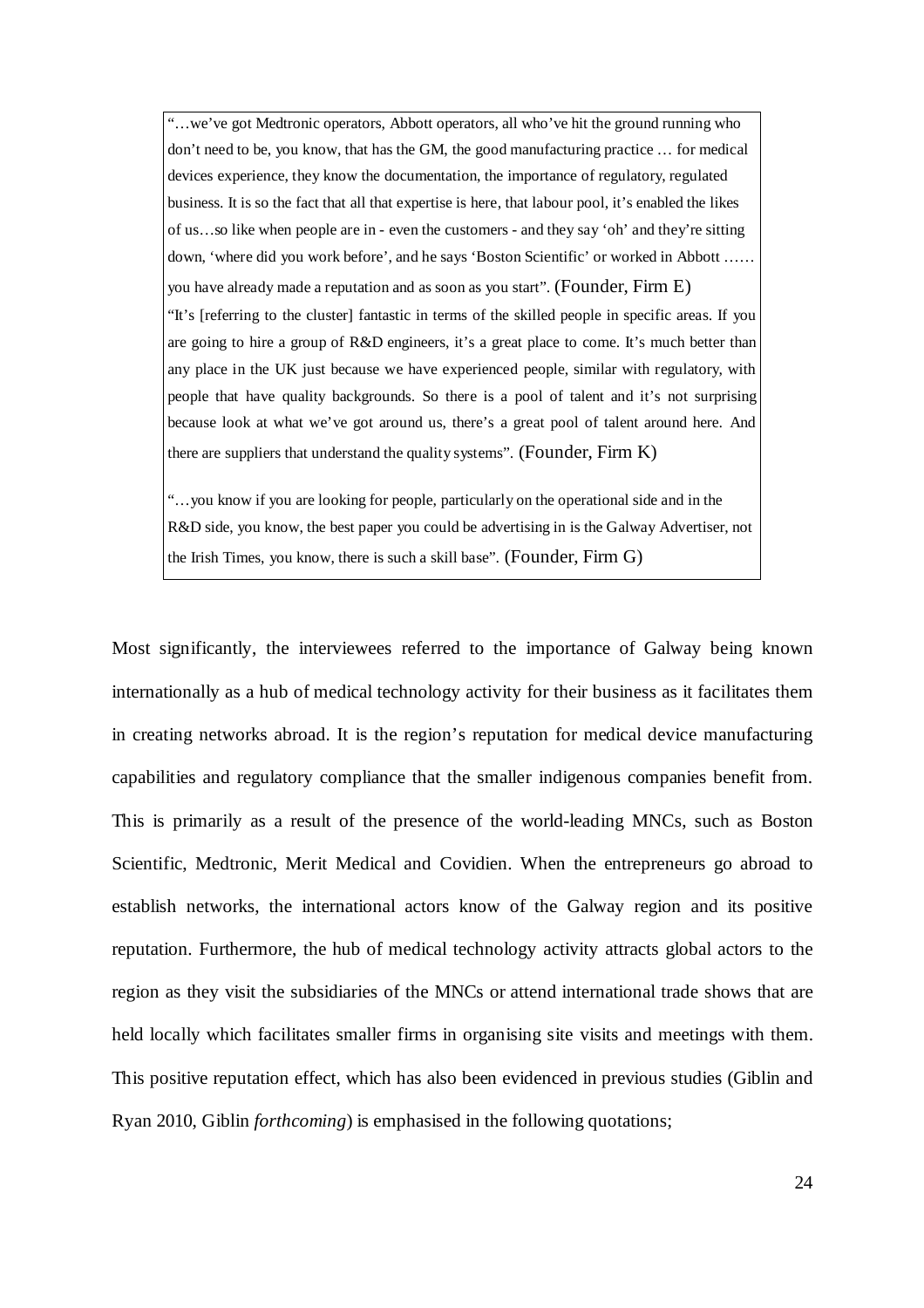> "…we've got Medtronic operators, Abbott operators, all who've hit the ground running who don't need to be, you know, that has the GM, the good manufacturing practice … for medical devices experience, they know the documentation, the importance of regulatory, regulated business. It is so the fact that all that expertise is here, that labour pool, it's enabled the likes of us…so like when people are in - even the customers - and they say 'oh' and they're sitting down, 'where did you work before', and he says 'Boston Scientific' or worked in Abbott …… you have already made a reputation and as soon as you start". (Founder, Firm E)
>
> "It's [referring to the cluster] fantastic in terms of the skilled people in specific areas. If you are going to hire a group of R&D engineers, it's a great place to come. It's much better than any place in the UK just because we have experienced people, similar with regulatory, with people that have quality backgrounds. So there is a pool of talent and it's not surprising because look at what we've got around us, there's a great pool of talent around here. And there are suppliers that understand the quality systems". (Founder, Firm K)
>
> "…you know if you are looking for people, particularly on the operational side and in the R&D side, you know, the best paper you could be advertising in is the Galway Advertiser, not the Irish Times, you know, there is such a skill base". (Founder, Firm G)

Most significantly, the interviewees referred to the importance of Galway being known internationally as a hub of medical technology activity for their business as it facilitates them in creating networks abroad. It is the region's reputation for medical device manufacturing capabilities and regulatory compliance that the smaller indigenous companies benefit from. This is primarily as a result of the presence of the world-leading MNCs, such as Boston Scientific, Medtronic, Merit Medical and Covidien. When the entrepreneurs go abroad to establish networks, the international actors know of the Galway region and its positive reputation. Furthermore, the hub of medical technology activity attracts global actors to the region as they visit the subsidiaries of the MNCs or attend international trade shows that are held locally which facilitates smaller firms in organising site visits and meetings with them. This positive reputation effect, which has also been evidenced in previous studies (Giblin and Ryan 2010, Giblin *forthcoming*) is emphasised in the following quotations;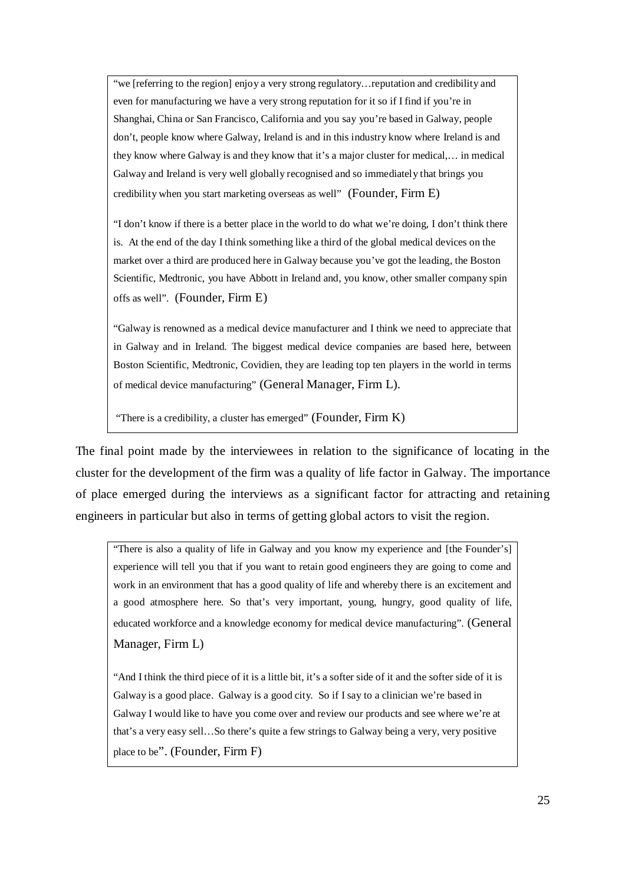> "we [referring to the region] enjoy a very strong regulatory…reputation and credibility and even for manufacturing we have a very strong reputation for it so if I find if you're in Shanghai, China or San Francisco, California and you say you're based in Galway, people don't, people know where Galway, Ireland is and in this industry know where Ireland is and they know where Galway is and they know that it's a major cluster for medical,… in medical Galway and Ireland is very well globally recognised and so immediately that brings you credibility when you start marketing overseas as well" (Founder, Firm E)
>
> "I don't know if there is a better place in the world to do what we're doing, I don't think there is. At the end of the day I think something like a third of the global medical devices on the market over a third are produced here in Galway because you've got the leading, the Boston Scientific, Medtronic, you have Abbott in Ireland and, you know, other smaller company spin offs as well". (Founder, Firm E)
>
> "Galway is renowned as a medical device manufacturer and I think we need to appreciate that in Galway and in Ireland. The biggest medical device companies are based here, between Boston Scientific, Medtronic, Covidien, they are leading top ten players in the world in terms of medical device manufacturing" (General Manager, Firm L).
>
> "There is a credibility, a cluster has emerged" (Founder, Firm K)

The final point made by the interviewees in relation to the significance of locating in the cluster for the development of the firm was a quality of life factor in Galway. The importance of place emerged during the interviews as a significant factor for attracting and retaining engineers in particular but also in terms of getting global actors to visit the region.

> "There is also a quality of life in Galway and you know my experience and [the Founder's] experience will tell you that if you want to retain good engineers they are going to come and work in an environment that has a good quality of life and whereby there is an excitement and a good atmosphere here. So that's very important, young, hungry, good quality of life, educated workforce and a knowledge economy for medical device manufacturing". (General Manager, Firm L)
>
> "And I think the third piece of it is a little bit, it's a softer side of it and the softer side of it is Galway is a good place. Galway is a good city. So if I say to a clinician we're based in Galway I would like to have you come over and review our products and see where we're at that's a very easy sell…So there's quite a few strings to Galway being a very, very positive place to be". (Founder, Firm F)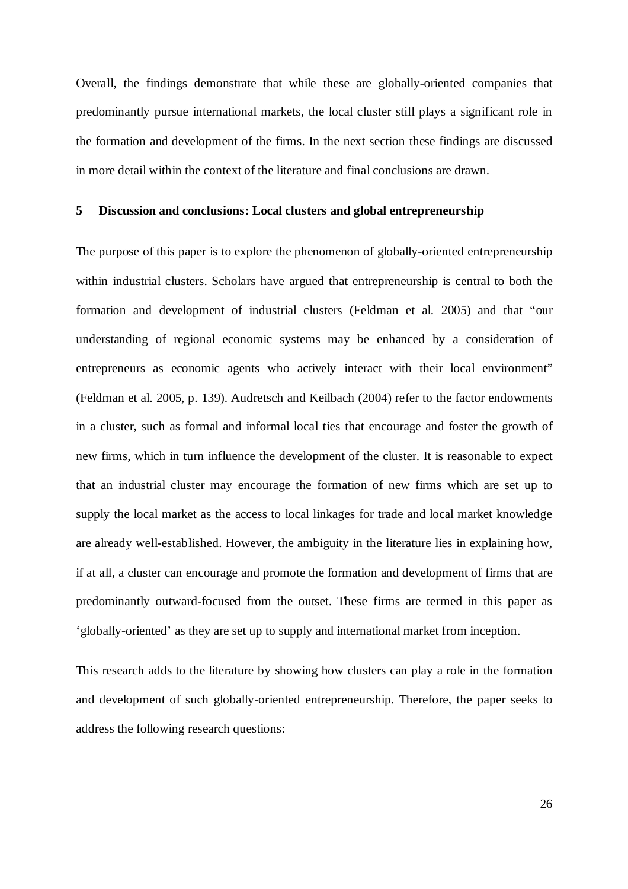Overall, the findings demonstrate that while these are globally-oriented companies that predominantly pursue international markets, the local cluster still plays a significant role in the formation and development of the firms. In the next section these findings are discussed in more detail within the context of the literature and final conclusions are drawn.

## 5 Discussion and conclusions: Local clusters and global entrepreneurship

The purpose of this paper is to explore the phenomenon of globally-oriented entrepreneurship within industrial clusters. Scholars have argued that entrepreneurship is central to both the formation and development of industrial clusters (Feldman et al. 2005) and that "our understanding of regional economic systems may be enhanced by a consideration of entrepreneurs as economic agents who actively interact with their local environment" (Feldman et al. 2005, p. 139). Audretsch and Keilbach (2004) refer to the factor endowments in a cluster, such as formal and informal local ties that encourage and foster the growth of new firms, which in turn influence the development of the cluster. It is reasonable to expect that an industrial cluster may encourage the formation of new firms which are set up to supply the local market as the access to local linkages for trade and local market knowledge are already well-established. However, the ambiguity in the literature lies in explaining how, if at all, a cluster can encourage and promote the formation and development of firms that are predominantly outward-focused from the outset. These firms are termed in this paper as 'globally-oriented' as they are set up to supply and international market from inception.

This research adds to the literature by showing how clusters can play a role in the formation and development of such globally-oriented entrepreneurship. Therefore, the paper seeks to address the following research questions: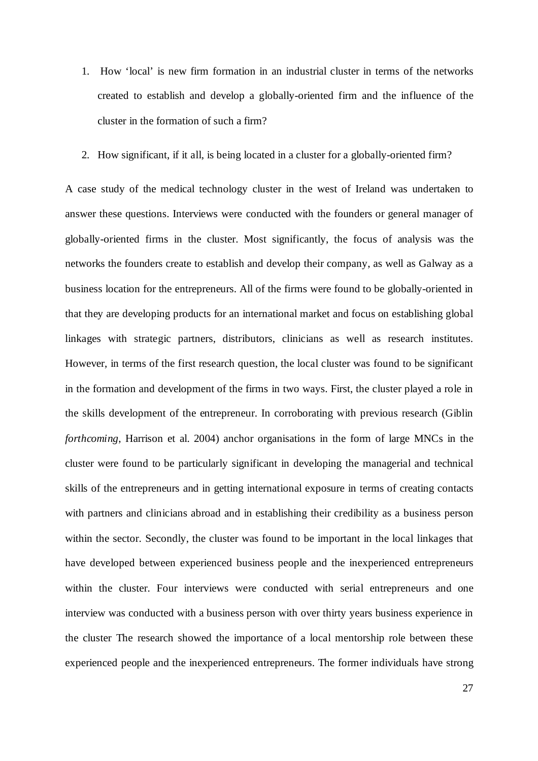1. How 'local' is new firm formation in an industrial cluster in terms of the networks created to establish and develop a globally-oriented firm and the influence of the cluster in the formation of such a firm?

2. How significant, if it all, is being located in a cluster for a globally-oriented firm?

A case study of the medical technology cluster in the west of Ireland was undertaken to answer these questions. Interviews were conducted with the founders or general manager of globally-oriented firms in the cluster. Most significantly, the focus of analysis was the networks the founders create to establish and develop their company, as well as Galway as a business location for the entrepreneurs. All of the firms were found to be globally-oriented in that they are developing products for an international market and focus on establishing global linkages with strategic partners, distributors, clinicians as well as research institutes. However, in terms of the first research question, the local cluster was found to be significant in the formation and development of the firms in two ways. First, the cluster played a role in the skills development of the entrepreneur. In corroborating with previous research (Giblin *forthcoming*, Harrison et al. 2004) anchor organisations in the form of large MNCs in the cluster were found to be particularly significant in developing the managerial and technical skills of the entrepreneurs and in getting international exposure in terms of creating contacts with partners and clinicians abroad and in establishing their credibility as a business person within the sector. Secondly, the cluster was found to be important in the local linkages that have developed between experienced business people and the inexperienced entrepreneurs within the cluster. Four interviews were conducted with serial entrepreneurs and one interview was conducted with a business person with over thirty years business experience in the cluster The research showed the importance of a local mentorship role between these experienced people and the inexperienced entrepreneurs. The former individuals have strong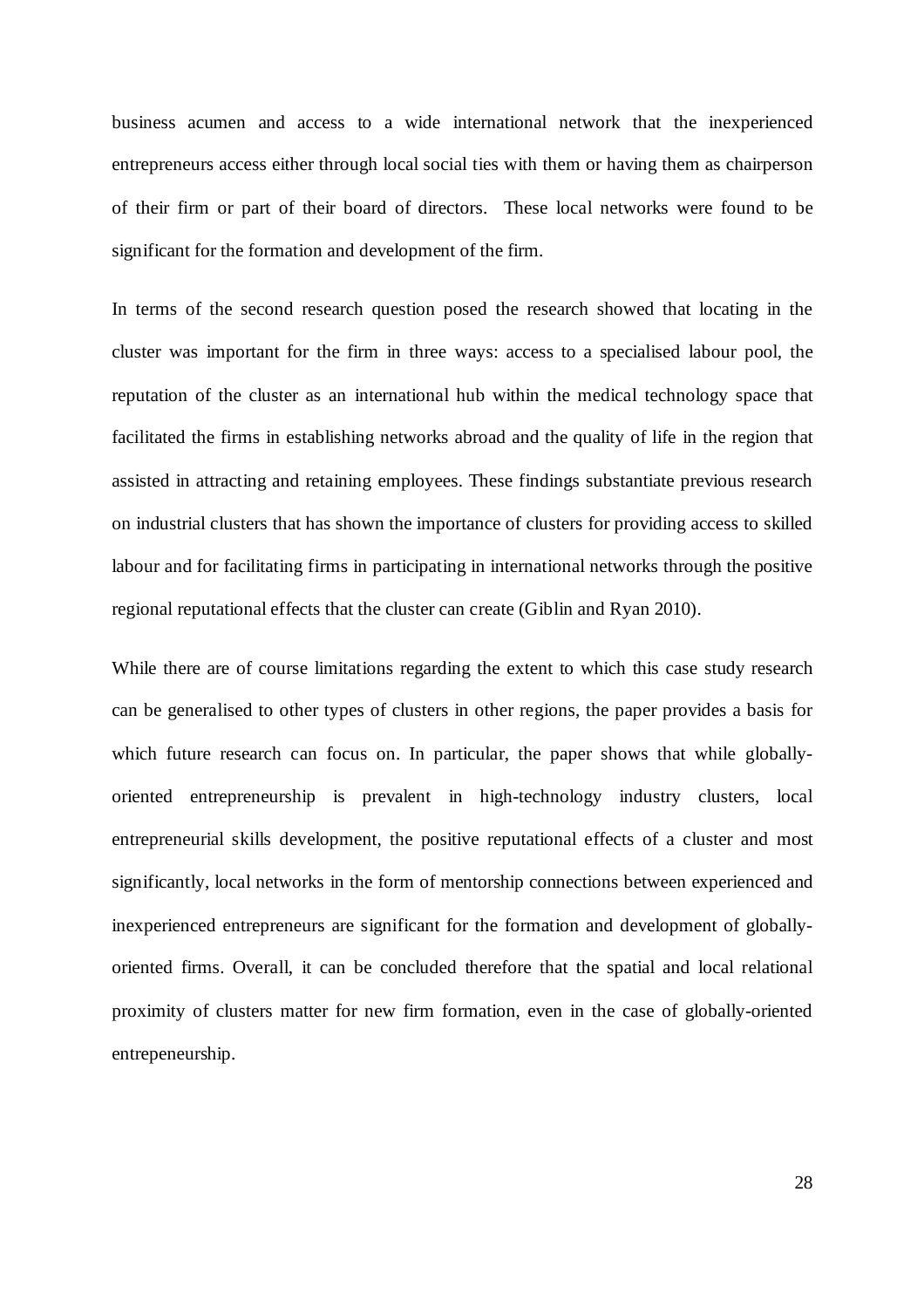business acumen and access to a wide international network that the inexperienced entrepreneurs access either through local social ties with them or having them as chairperson of their firm or part of their board of directors.  These local networks were found to be significant for the formation and development of the firm.

In terms of the second research question posed the research showed that locating in the cluster was important for the firm in three ways: access to a specialised labour pool, the reputation of the cluster as an international hub within the medical technology space that facilitated the firms in establishing networks abroad and the quality of life in the region that assisted in attracting and retaining employees. These findings substantiate previous research on industrial clusters that has shown the importance of clusters for providing access to skilled labour and for facilitating firms in participating in international networks through the positive regional reputational effects that the cluster can create (Giblin and Ryan 2010).

While there are of course limitations regarding the extent to which this case study research can be generalised to other types of clusters in other regions, the paper provides a basis for which future research can focus on. In particular, the paper shows that while globally-oriented entrepreneurship is prevalent in high-technology industry clusters, local entrepreneurial skills development, the positive reputational effects of a cluster and most significantly, local networks in the form of mentorship connections between experienced and inexperienced entrepreneurs are significant for the formation and development of globally-oriented firms. Overall, it can be concluded therefore that the spatial and local relational proximity of clusters matter for new firm formation, even in the case of globally-oriented entrepeneurship.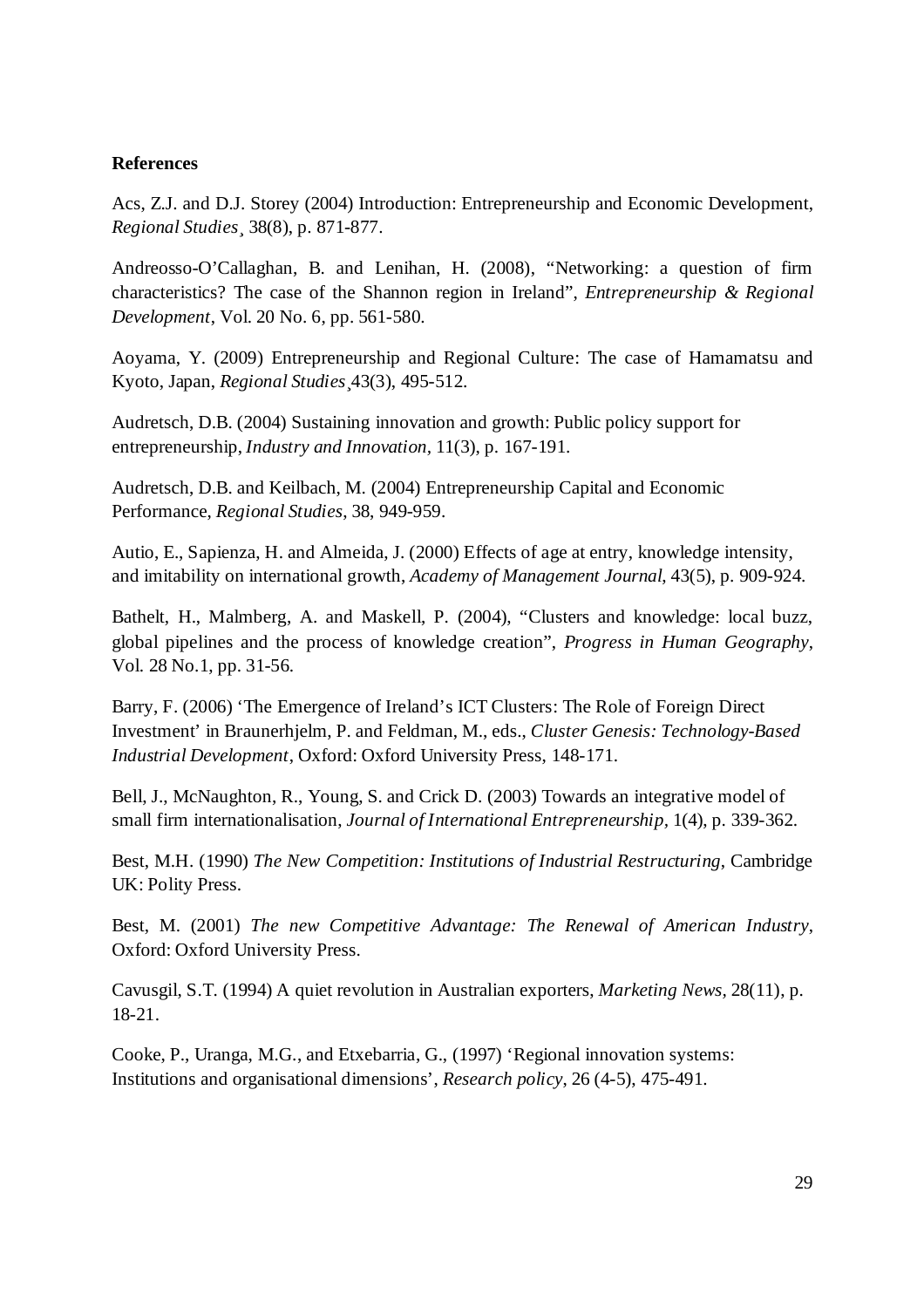**References**

Acs, Z.J. and D.J. Storey (2004) Introduction: Entrepreneurship and Economic Development, *Regional Studies*¸ 38(8), p. 871-877.

Andreosso-O'Callaghan, B. and Lenihan, H. (2008), "Networking: a question of firm characteristics? The case of the Shannon region in Ireland", *Entrepreneurship & Regional Development*, Vol. 20 No. 6, pp. 561-580.

Aoyama, Y. (2009) Entrepreneurship and Regional Culture: The case of Hamamatsu and Kyoto, Japan, *Regional Studies*¸43(3), 495-512.

Audretsch, D.B. (2004) Sustaining innovation and growth: Public policy support for entrepreneurship, *Industry and Innovation*, 11(3), p. 167-191.

Audretsch, D.B. and Keilbach, M. (2004) Entrepreneurship Capital and Economic Performance, *Regional Studies*, 38, 949-959.

Autio, E., Sapienza, H. and Almeida, J. (2000) Effects of age at entry, knowledge intensity, and imitability on international growth, *Academy of Management Journal*, 43(5), p. 909-924.

Bathelt, H., Malmberg, A. and Maskell, P. (2004), "Clusters and knowledge: local buzz, global pipelines and the process of knowledge creation", *Progress in Human Geography*, Vol. 28 No.1, pp. 31-56.

Barry, F. (2006) 'The Emergence of Ireland's ICT Clusters: The Role of Foreign Direct Investment' in Braunerhjelm, P. and Feldman, M., eds., *Cluster Genesis: Technology-Based Industrial Development*, Oxford: Oxford University Press, 148-171.

Bell, J., McNaughton, R., Young, S. and Crick D. (2003) Towards an integrative model of small firm internationalisation, *Journal of International Entrepreneurship*, 1(4), p. 339-362.

Best, M.H. (1990) *The New Competition: Institutions of Industrial Restructuring*, Cambridge UK: Polity Press.

Best, M. (2001) *The new Competitive Advantage: The Renewal of American Industry*, Oxford: Oxford University Press.

Cavusgil, S.T. (1994) A quiet revolution in Australian exporters, *Marketing News*, 28(11), p. 18-21.

Cooke, P., Uranga, M.G., and Etxebarria, G., (1997) 'Regional innovation systems: Institutions and organisational dimensions', *Research policy*, 26 (4-5), 475-491.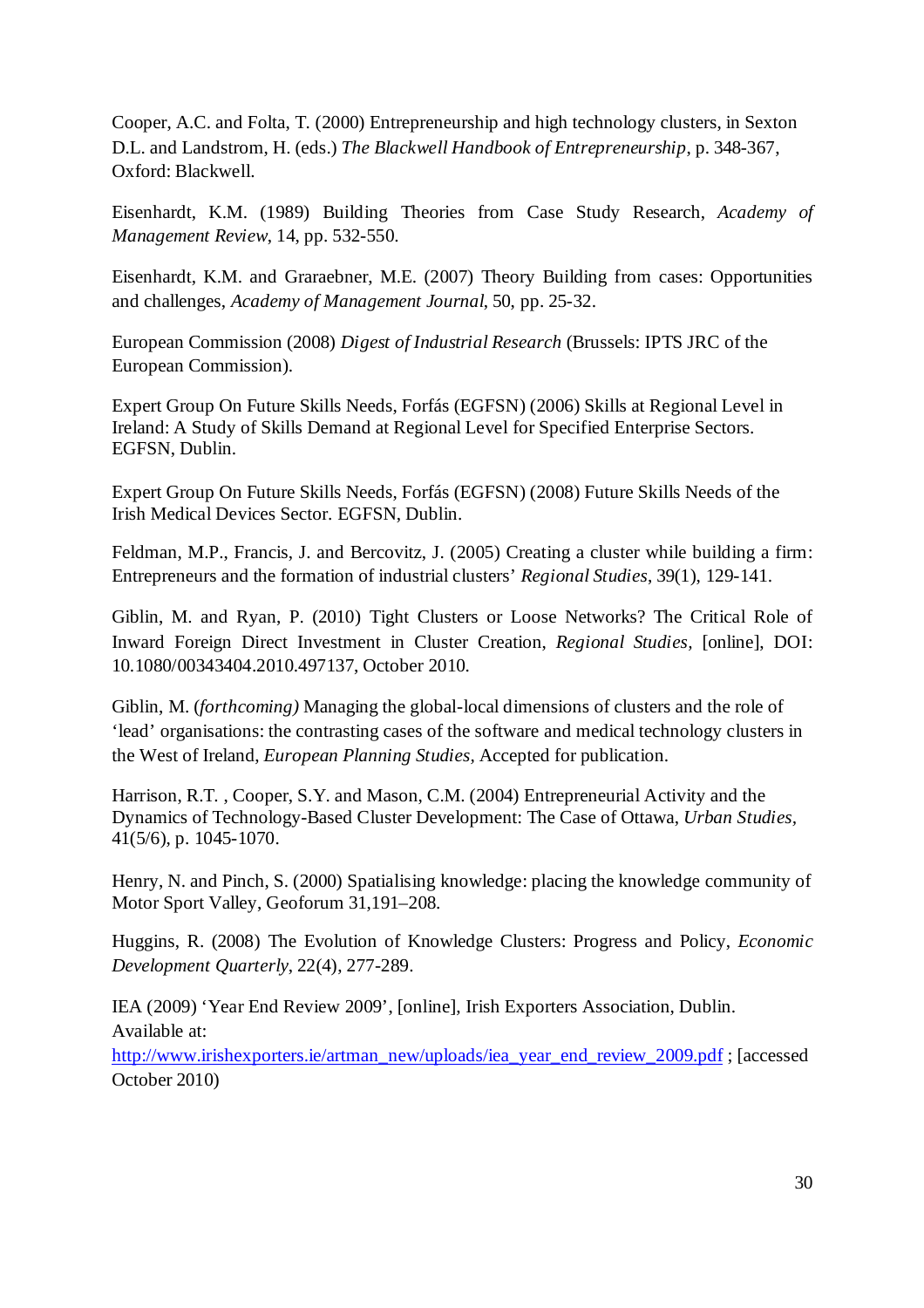Cooper, A.C. and Folta, T. (2000) Entrepreneurship and high technology clusters, in Sexton D.L. and Landstrom, H. (eds.) *The Blackwell Handbook of Entrepreneurship*, p. 348-367, Oxford: Blackwell.

Eisenhardt, K.M. (1989) Building Theories from Case Study Research, *Academy of Management Review*, 14, pp. 532-550.

Eisenhardt, K.M. and Graraebner, M.E. (2007) Theory Building from cases: Opportunities and challenges, *Academy of Management Journal*, 50, pp. 25-32.

European Commission (2008) *Digest of Industrial Research* (Brussels: IPTS JRC of the European Commission).

Expert Group On Future Skills Needs, Forfás (EGFSN) (2006) Skills at Regional Level in Ireland: A Study of Skills Demand at Regional Level for Specified Enterprise Sectors. EGFSN, Dublin.

Expert Group On Future Skills Needs, Forfás (EGFSN) (2008) Future Skills Needs of the Irish Medical Devices Sector. EGFSN, Dublin.

Feldman, M.P., Francis, J. and Bercovitz, J. (2005) Creating a cluster while building a firm: Entrepreneurs and the formation of industrial clusters' *Regional Studies*, 39(1), 129-141.

Giblin, M. and Ryan, P. (2010) Tight Clusters or Loose Networks? The Critical Role of Inward Foreign Direct Investment in Cluster Creation, *Regional Studies*, [online], DOI: 10.1080/00343404.2010.497137, October 2010.

Giblin, M. (*forthcoming)* Managing the global-local dimensions of clusters and the role of 'lead' organisations: the contrasting cases of the software and medical technology clusters in the West of Ireland, *European Planning Studies*, Accepted for publication.

Harrison, R.T. , Cooper, S.Y. and Mason, C.M. (2004) Entrepreneurial Activity and the Dynamics of Technology-Based Cluster Development: The Case of Ottawa, *Urban Studies*, 41(5/6), p. 1045-1070.

Henry, N. and Pinch, S. (2000) Spatialising knowledge: placing the knowledge community of Motor Sport Valley, Geoforum 31,191–208.

Huggins, R. (2008) The Evolution of Knowledge Clusters: Progress and Policy, *Economic Development Quarterly*, 22(4), 277-289.

IEA (2009) 'Year End Review 2009', [online], Irish Exporters Association, Dublin. Available at: http://www.irishexporters.ie/artman_new/uploads/iea_year_end_review_2009.pdf ; [accessed October 2010)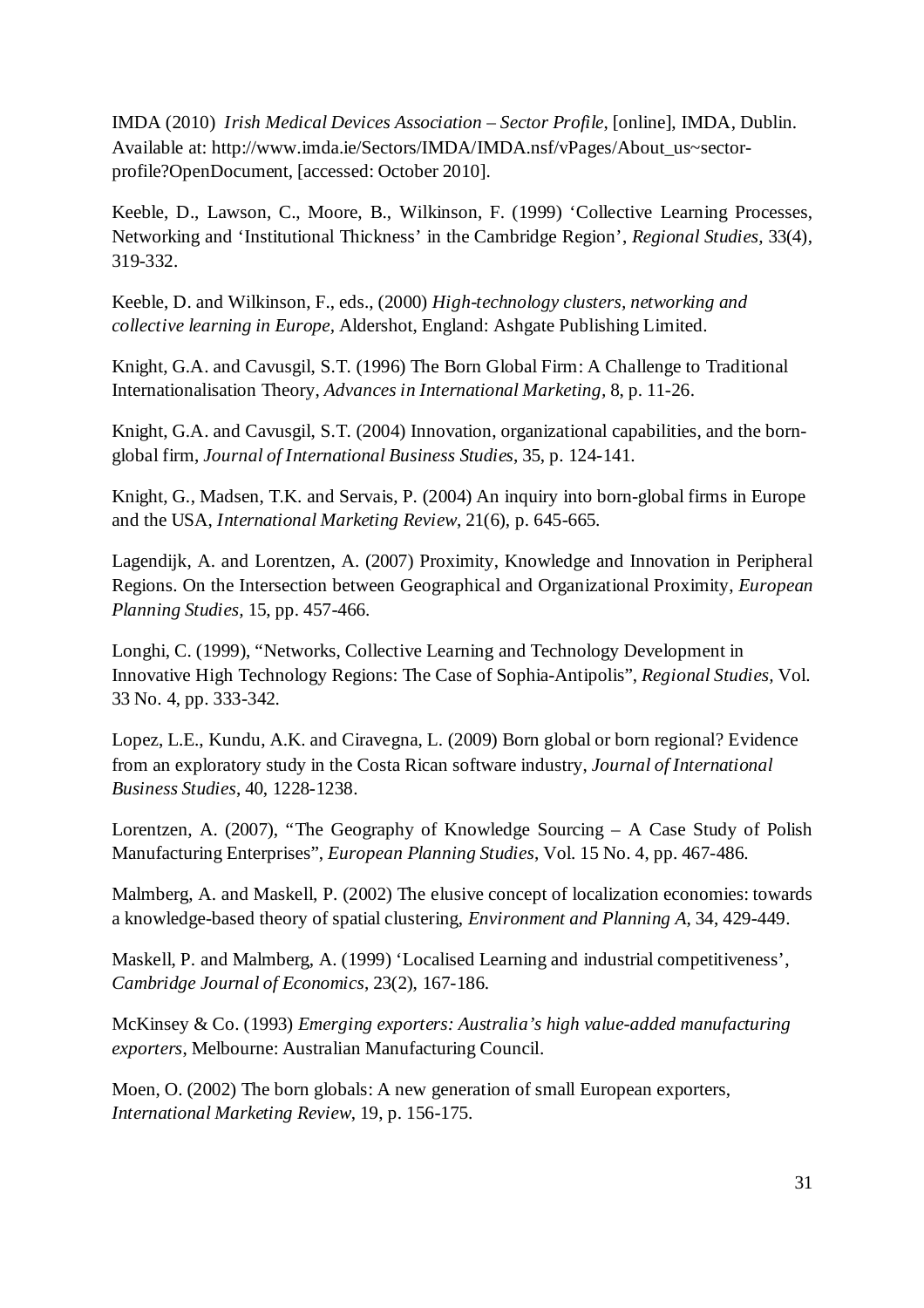IMDA (2010) *Irish Medical Devices Association – Sector Profile*, [online], IMDA, Dublin. Available at: http://www.imda.ie/Sectors/IMDA/IMDA.nsf/vPages/About_us~sector-profile?OpenDocument, [accessed: October 2010].

Keeble, D., Lawson, C., Moore, B., Wilkinson, F. (1999) 'Collective Learning Processes, Networking and 'Institutional Thickness' in the Cambridge Region', *Regional Studies*, 33(4), 319-332.

Keeble, D. and Wilkinson, F., eds., (2000) *High-technology clusters, networking and collective learning in Europe*, Aldershot, England: Ashgate Publishing Limited.

Knight, G.A. and Cavusgil, S.T. (1996) The Born Global Firm: A Challenge to Traditional Internationalisation Theory, *Advances in International Marketing*, 8, p. 11-26.

Knight, G.A. and Cavusgil, S.T. (2004) Innovation, organizational capabilities, and the born-global firm, *Journal of International Business Studies*, 35, p. 124-141.

Knight, G., Madsen, T.K. and Servais, P. (2004) An inquiry into born-global firms in Europe and the USA, *International Marketing Review*, 21(6), p. 645-665.

Lagendijk, A. and Lorentzen, A. (2007) Proximity, Knowledge and Innovation in Peripheral Regions. On the Intersection between Geographical and Organizational Proximity, *European Planning Studies*, 15, pp. 457-466.

Longhi, C. (1999), "Networks, Collective Learning and Technology Development in Innovative High Technology Regions: The Case of Sophia-Antipolis", *Regional Studies*, Vol. 33 No. 4, pp. 333-342.

Lopez, L.E., Kundu, A.K. and Ciravegna, L. (2009) Born global or born regional? Evidence from an exploratory study in the Costa Rican software industry, *Journal of International Business Studies*, 40, 1228-1238.

Lorentzen, A. (2007), "The Geography of Knowledge Sourcing – A Case Study of Polish Manufacturing Enterprises", *European Planning Studies*, Vol. 15 No. 4, pp. 467-486.

Malmberg, A. and Maskell, P. (2002) The elusive concept of localization economies: towards a knowledge-based theory of spatial clustering, *Environment and Planning A*, 34, 429-449.

Maskell, P. and Malmberg, A. (1999) 'Localised Learning and industrial competitiveness', *Cambridge Journal of Economics*, 23(2), 167-186.

McKinsey & Co. (1993) *Emerging exporters: Australia's high value-added manufacturing exporters*, Melbourne: Australian Manufacturing Council.

Moen, O. (2002) The born globals: A new generation of small European exporters, *International Marketing Review*, 19, p. 156-175.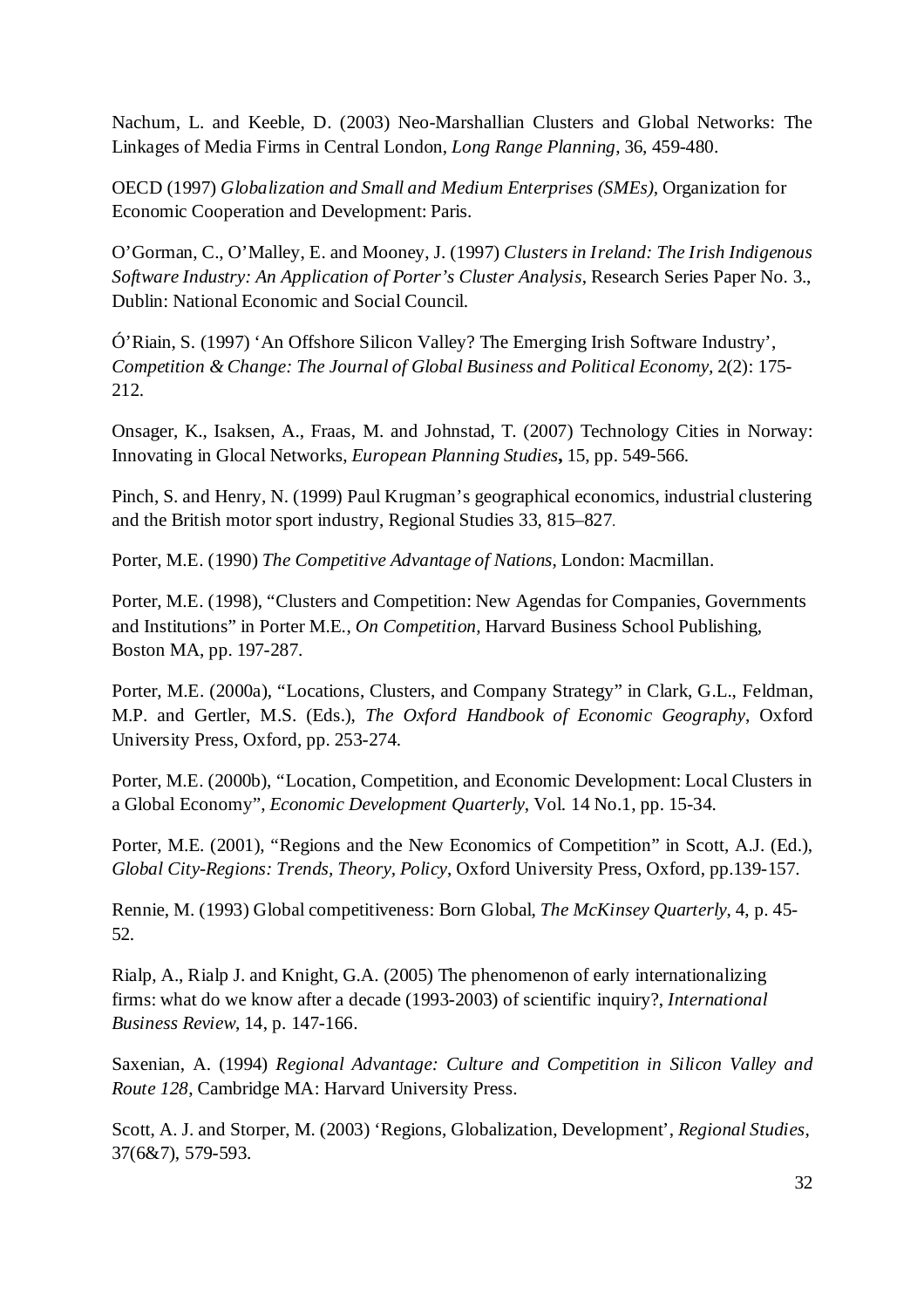Nachum, L. and Keeble, D. (2003) Neo-Marshallian Clusters and Global Networks: The Linkages of Media Firms in Central London, *Long Range Planning*, 36, 459-480.

OECD (1997) *Globalization and Small and Medium Enterprises (SMEs)*, Organization for Economic Cooperation and Development: Paris.

O'Gorman, C., O'Malley, E. and Mooney, J. (1997) *Clusters in Ireland: The Irish Indigenous Software Industry: An Application of Porter's Cluster Analysis*, Research Series Paper No. 3., Dublin: National Economic and Social Council.

Ó'Riain, S. (1997) 'An Offshore Silicon Valley? The Emerging Irish Software Industry', *Competition & Change: The Journal of Global Business and Political Economy*, 2(2): 175-212.

Onsager, K., Isaksen, A., Fraas, M. and Johnstad, T. (2007) Technology Cities in Norway: Innovating in Glocal Networks, *European Planning Studies***,** 15, pp. 549-566.

Pinch, S. and Henry, N. (1999) Paul Krugman's geographical economics, industrial clustering and the British motor sport industry, Regional Studies 33, 815–827.

Porter, M.E. (1990) *The Competitive Advantage of Nations*, London: Macmillan.

Porter, M.E. (1998), "Clusters and Competition: New Agendas for Companies, Governments and Institutions" in Porter M.E., *On Competition*, Harvard Business School Publishing, Boston MA, pp. 197-287.

Porter, M.E. (2000a), "Locations, Clusters, and Company Strategy" in Clark, G.L., Feldman, M.P. and Gertler, M.S. (Eds.), *The Oxford Handbook of Economic Geography*, Oxford University Press, Oxford, pp. 253-274.

Porter, M.E. (2000b), "Location, Competition, and Economic Development: Local Clusters in a Global Economy", *Economic Development Quarterly*, Vol. 14 No.1, pp. 15-34.

Porter, M.E. (2001), "Regions and the New Economics of Competition" in Scott, A.J. (Ed.), *Global City-Regions: Trends, Theory, Policy*, Oxford University Press, Oxford, pp.139-157.

Rennie, M. (1993) Global competitiveness: Born Global, *The McKinsey Quarterly*, 4, p. 45-52.

Rialp, A., Rialp J. and Knight, G.A. (2005) The phenomenon of early internationalizing firms: what do we know after a decade (1993-2003) of scientific inquiry?, *International Business Review*, 14, p. 147-166.

Saxenian, A. (1994) *Regional Advantage: Culture and Competition in Silicon Valley and Route 128*, Cambridge MA: Harvard University Press.

Scott, A. J. and Storper, M. (2003) 'Regions, Globalization, Development', *Regional Studies*, 37(6&7), 579-593.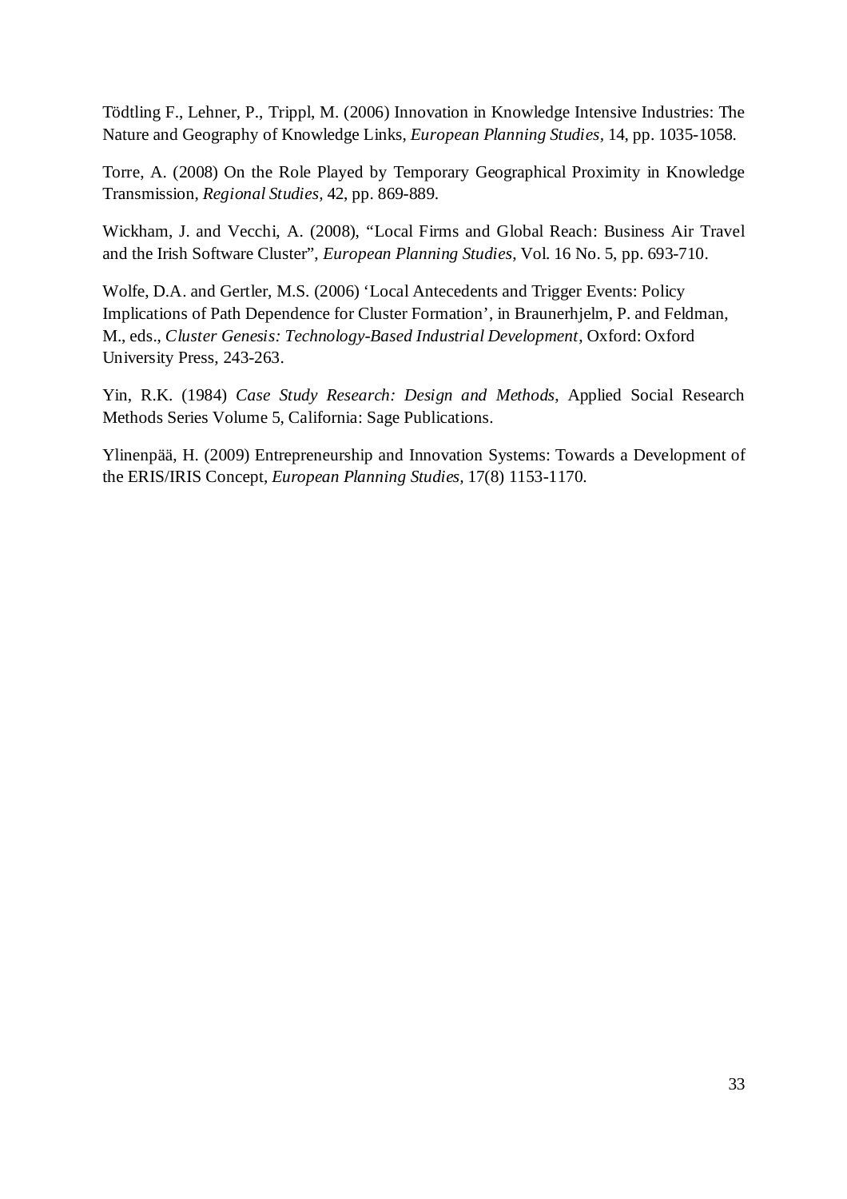Tödtling F., Lehner, P., Trippl, M. (2006) Innovation in Knowledge Intensive Industries: The Nature and Geography of Knowledge Links, *European Planning Studies*, 14, pp. 1035-1058.

Torre, A. (2008) On the Role Played by Temporary Geographical Proximity in Knowledge Transmission, *Regional Studies,* 42, pp. 869-889.

Wickham, J. and Vecchi, A. (2008), "Local Firms and Global Reach: Business Air Travel and the Irish Software Cluster", *European Planning Studies*, Vol. 16 No. 5, pp. 693-710.

Wolfe, D.A. and Gertler, M.S. (2006) 'Local Antecedents and Trigger Events: Policy Implications of Path Dependence for Cluster Formation', in Braunerhjelm, P. and Feldman, M., eds., *Cluster Genesis: Technology-Based Industrial Development*, Oxford: Oxford University Press, 243-263.

Yin, R.K. (1984) *Case Study Research: Design and Methods,* Applied Social Research Methods Series Volume 5, California: Sage Publications.

Ylinenpää, H. (2009) Entrepreneurship and Innovation Systems: Towards a Development of the ERIS/IRIS Concept, *European Planning Studies,* 17(8) 1153-1170.